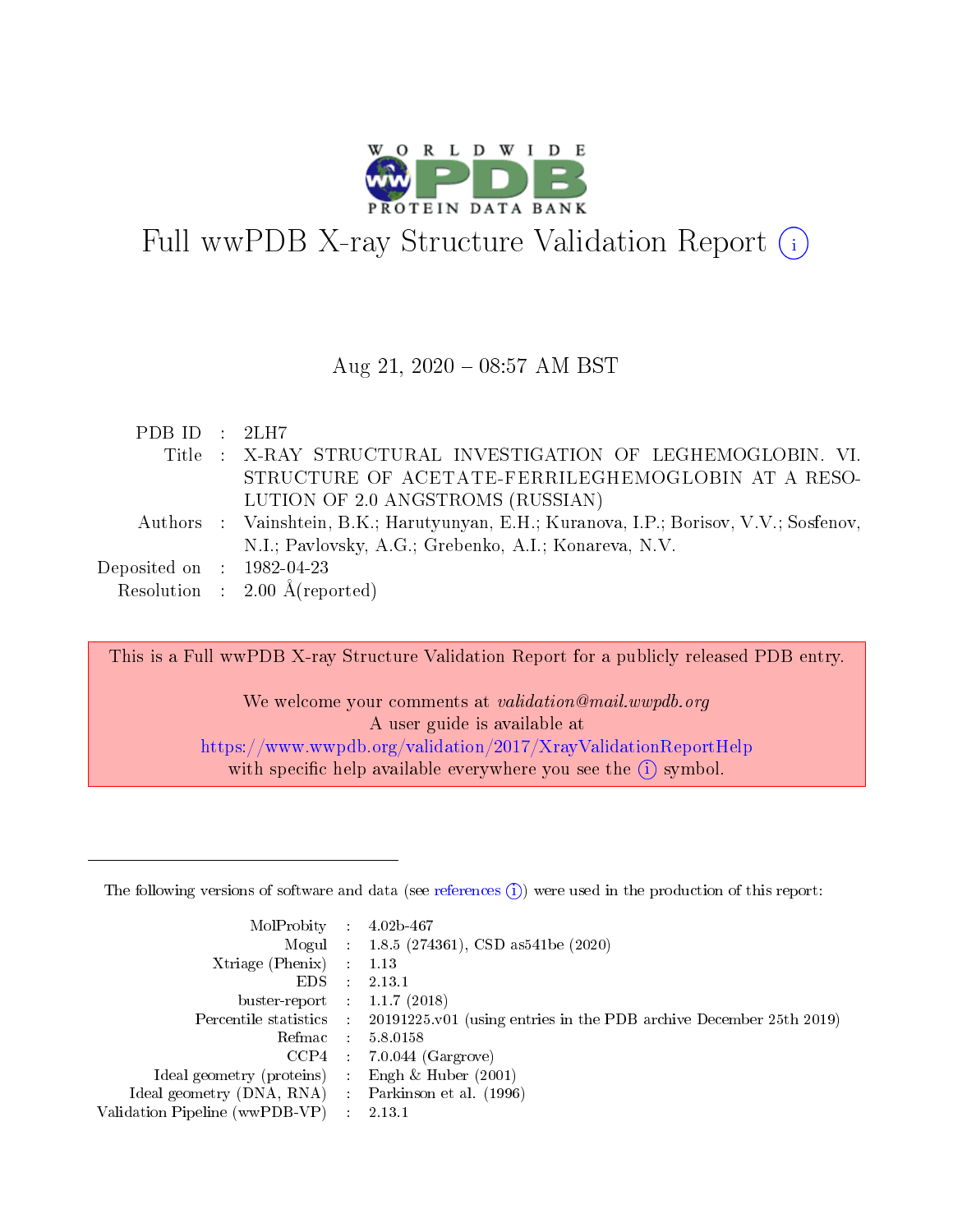# Full wwPDB X-ray Structure Validation Report (i)

Aug 21, 2020 – 08:57 AM BST

| | | |
|---|---|---|
| PDB ID | : | 2LH7 |
| Title | : | X-RAY STRUCTURAL INVESTIGATION OF LEGHEMOGLOBIN. VI. STRUCTURE OF ACETATE-FERRILEGHEMOGLOBIN AT A RESOLUTION OF 2.0 ANGSTROMS (RUSSIAN) |
| Authors | : | Vainshtein, B.K.; Harutyunyan, E.H.; Kuranova, I.P.; Borisov, V.V.; Sosfenov, N.I.; Pavlovsky, A.G.; Grebenko, A.I.; Konareva, N.V. |
| Deposited on | : | 1982-04-23 |
| Resolution | : | 2.00 Å(reported) |

This is a Full wwPDB X-ray Structure Validation Report for a publicly released PDB entry.

We welcome your comments at *validation@mail.wwpdb.org*
A user guide is available at
https://www.wwpdb.org/validation/2017/XrayValidationReportHelp
with specific help available everywhere you see the (i) symbol.

---

The following versions of software and data (see references (i)) were used in the production of this report:

| | | |
|---|---|---|
| MolProbity | : | 4.02b-467 |
| Mogul | : | 1.8.5 (274361), CSD as541be (2020) |
| Xtriage (Phenix) | : | 1.13 |
| EDS | : | 2.13.1 |
| buster-report | : | 1.1.7 (2018) |
| Percentile statistics | : | 20191225.v01 (using entries in the PDB archive December 25th 2019) |
| Refmac | : | 5.8.0158 |
| CCP4 | : | 7.0.044 (Gargrove) |
| Ideal geometry (proteins) | : | Engh & Huber (2001) |
| Ideal geometry (DNA, RNA) | : | Parkinson et al. (1996) |
| Validation Pipeline (wwPDB-VP) | : | 2.13.1 |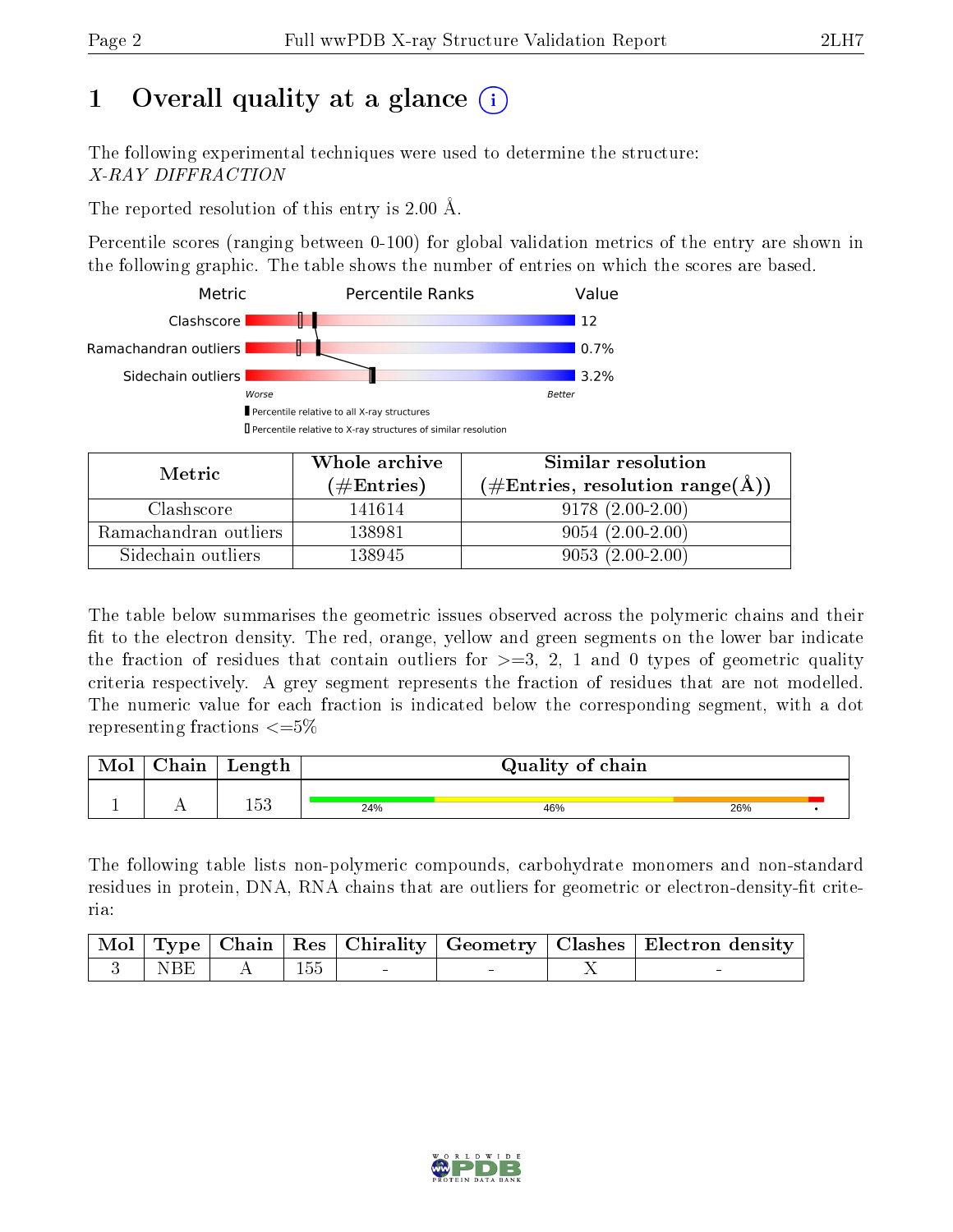# 1 Overall quality at a glance

The following experimental techniques were used to determine the structure: *X-RAY DIFFRACTION*

The reported resolution of this entry is 2.00 Å.

Percentile scores (ranging between 0-100) for global validation metrics of the entry are shown in the following graphic. The table shows the number of entries on which the scores are based.

| Metric | Value |
|---|---|
| Clashscore | 12 |
| Ramachandran outliers | 0.7% |
| Sidechain outliers | 3.2% |

| Metric | Whole archive (#Entries) | Similar resolution (#Entries, resolution range(Å)) |
|---|---|---|
| Clashscore | 141614 | 9178 (2.00-2.00) |
| Ramachandran outliers | 138981 | 9054 (2.00-2.00) |
| Sidechain outliers | 138945 | 9053 (2.00-2.00) |

The table below summarises the geometric issues observed across the polymeric chains and their fit to the electron density. The red, orange, yellow and green segments on the lower bar indicate the fraction of residues that contain outliers for >=3, 2, 1 and 0 types of geometric quality criteria respectively. A grey segment represents the fraction of residues that are not modelled. The numeric value for each fraction is indicated below the corresponding segment, with a dot representing fractions <=5%

| Mol | Chain | Length | Quality of chain |
|---|---|---|---|
| 1 | A | 153 | 24% 46% 26% • |

The following table lists non-polymeric compounds, carbohydrate monomers and non-standard residues in protein, DNA, RNA chains that are outliers for geometric or electron-density-fit criteria:

| Mol | Type | Chain | Res | Chirality | Geometry | Clashes | Electron density |
|---|---|---|---|---|---|---|---|
| 3 | NBE | A | 155 | - | - | X | - |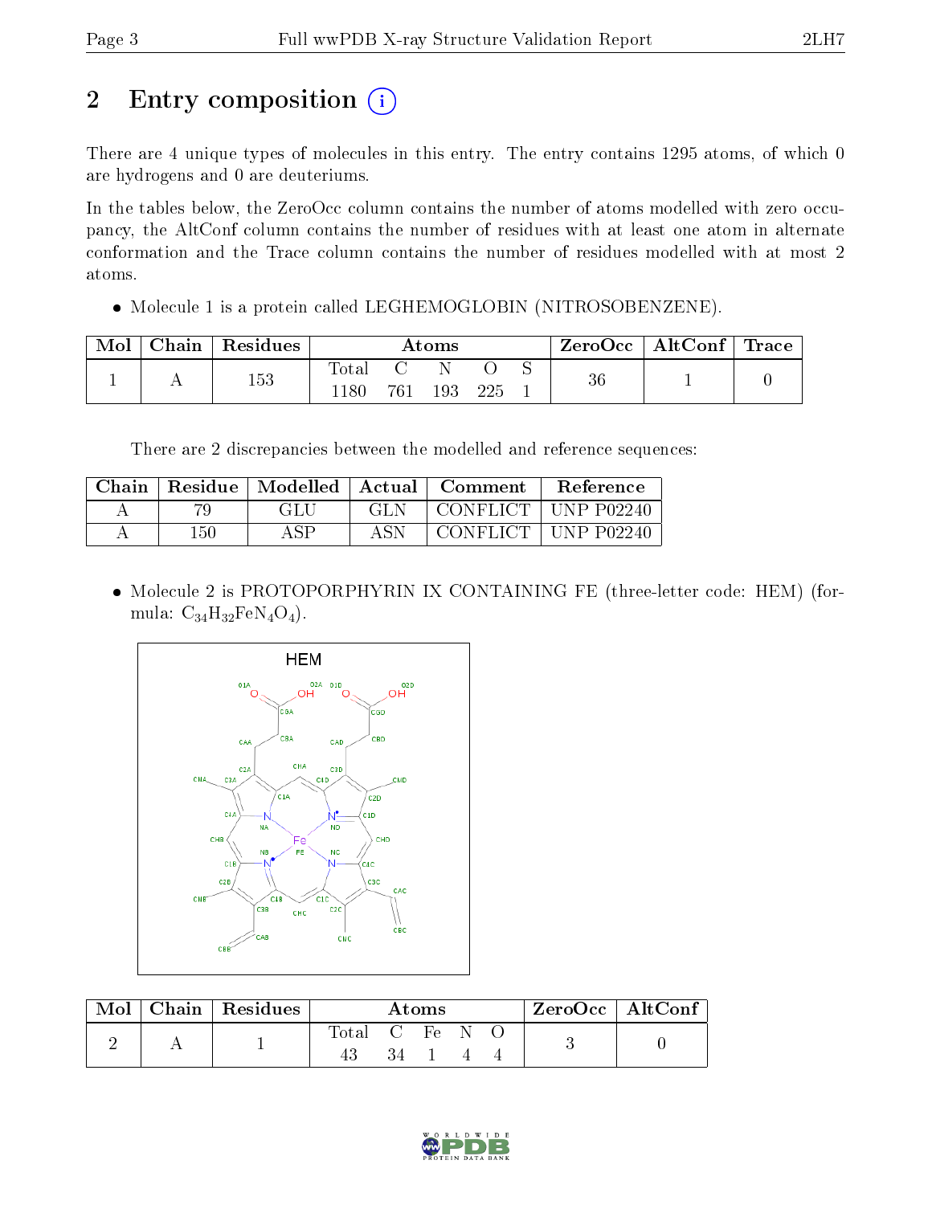# 2 Entry composition (i)

There are 4 unique types of molecules in this entry. The entry contains 1295 atoms, of which 0 are hydrogens and 0 are deuteriums.

In the tables below, the ZeroOcc column contains the number of atoms modelled with zero occupancy, the AltConf column contains the number of residues with at least one atom in alternate conformation and the Trace column contains the number of residues modelled with at most 2 atoms.

- Molecule 1 is a protein called LEGHEMOGLOBIN (NITROSOBENZENE).

| Mol | Chain | Residues | Atoms | | | | | ZeroOcc | AltConf | Trace |
|---|---|---|---|---|---|---|---|---|---|---|
| | | | Total | C | N | O | S | | | |
| 1 | A | 153 | 1180 | 761 | 193 | 225 | 1 | 36 | 1 | 0 |

There are 2 discrepancies between the modelled and reference sequences:

| Chain | Residue | Modelled | Actual | Comment | Reference |
|---|---|---|---|---|---|
| A | 79 | GLU | GLN | CONFLICT | UNP P02240 |
| A | 150 | ASP | ASN | CONFLICT | UNP P02240 |

- Molecule 2 is PROTOPORPHYRIN IX CONTAINING FE (three-letter code: HEM) (formula: $C_{34}H_{32}FeN_4O_4$).

| Mol | Chain | Residues | Atoms | | | | | ZeroOcc | AltConf |
|---|---|---|---|---|---|---|---|---|---|
| | | | Total | C | Fe | N | O | | |
| 2 | A | 1 | 43 | 34 | 1 | 4 | 4 | 3 | 0 |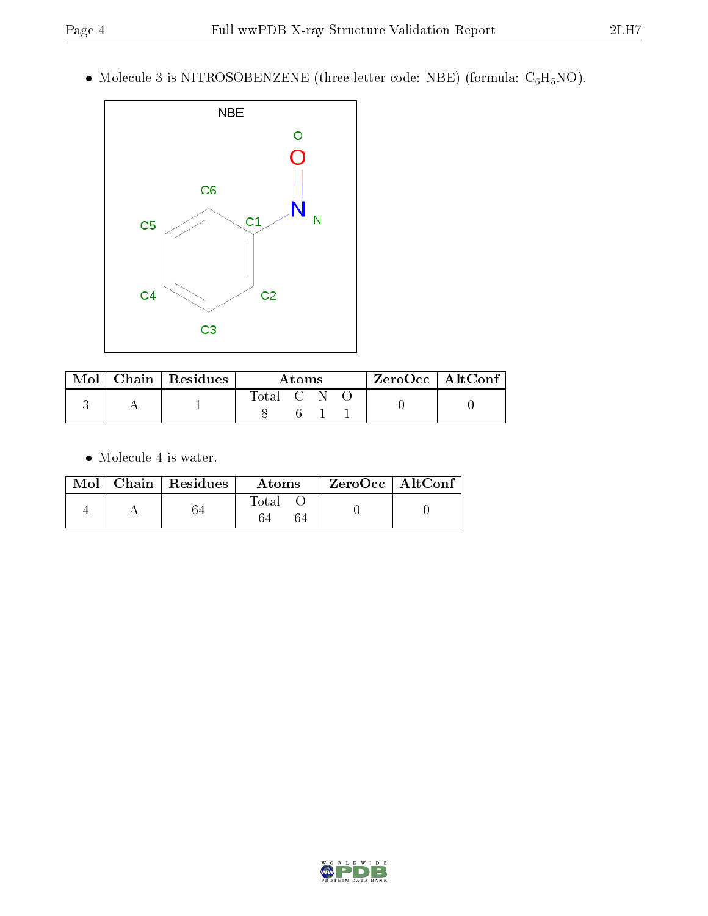- Molecule 3 is NITROSOBENZENE (three-letter code: NBE) (formula: $C_6H_5NO$).

| Mol | Chain | Residues | Atoms | | | | ZeroOcc | AltConf |
|---|---|---|---|---|---|---|---|---|
| | | | Total | C | N | O | | |
| 3 | A | 1 | 8 | 6 | 1 | 1 | 0 | 0 |

- Molecule 4 is water.

| Mol | Chain | Residues | Atoms | | ZeroOcc | AltConf |
|---|---|---|---|---|---|---|
| | | | Total | O | | |
| 4 | A | 64 | 64 | 64 | 0 | 0 |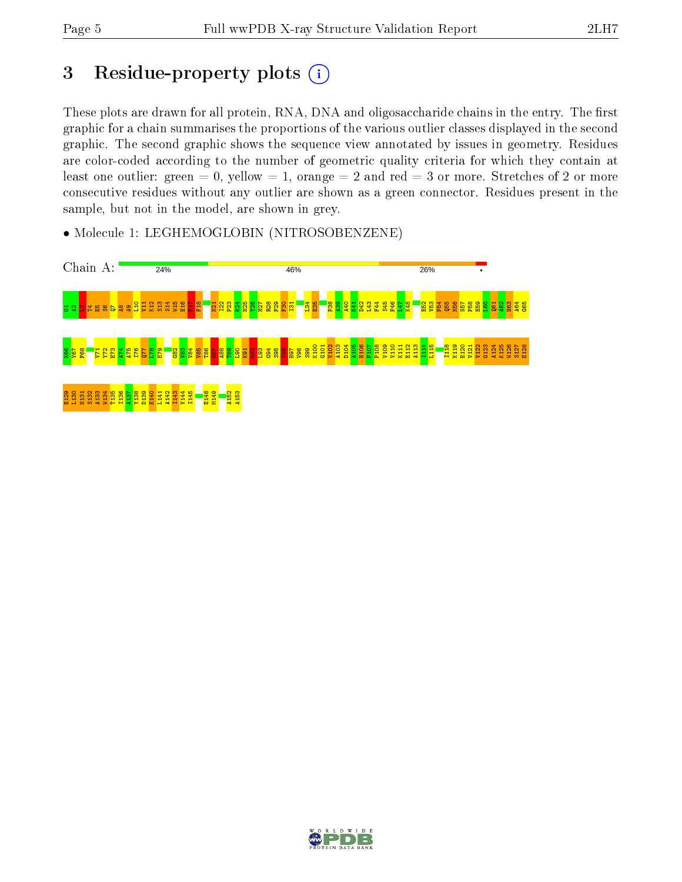# 3 Residue-property plots

These plots are drawn for all protein, RNA, DNA and oligosaccharide chains in the entry. The first graphic for a chain summarises the proportions of the various outlier classes displayed in the second graphic. The second graphic shows the sequence view annotated by issues in geometry. Residues are color-coded according to the number of geometric quality criteria for which they contain at least one outlier: green = 0, yellow = 1, orange = 2 and red = 3 or more. Stretches of 2 or more consecutive residues without any outlier are shown as a green connector. Residues present in the sample, but not in the model, are shown in grey.

- Molecule 1: LEGHEMOGLOBIN (NITROSOBENZENE)

Chain A: 24% 46% 26% •

G1 A2 L3 T4 E5 S6 Q7 A8 A9 L10 V11 K12 S13 S14 W15 E16 E17 F18 N21 I22 P23 K24 H25 T26 H27 R28 F29 F30 I31 L34 E35 P38 A39 A40 K41 D42 L43 F44 S45 F46 L47 K48 E52 V53 P54 Q55 N56 N57 P58 E59 L60 Q61 A62 H63 A64 G65

K66 V67 F68 V71 Y72 E73 A74 A75 I76 Q77 L78 E79 G82 V83 V84 V85 T86 D87 A88 T89 L90 K91 N92 L93 G94 S95 V96 H97 V98 S99 K100 G101 V102 A103 D104 A105 H106 F107 P108 V109 V110 K111 E112 A113 I114 L115 I118 K119 E120 V121 V122 G123 A124 K125 W126 S127 E128

E129 L130 N131 S132 A133 W134 T135 I136 A137 Y138 D139 E140 L141 A142 I143 V144 I145 E148 M149 A152 A153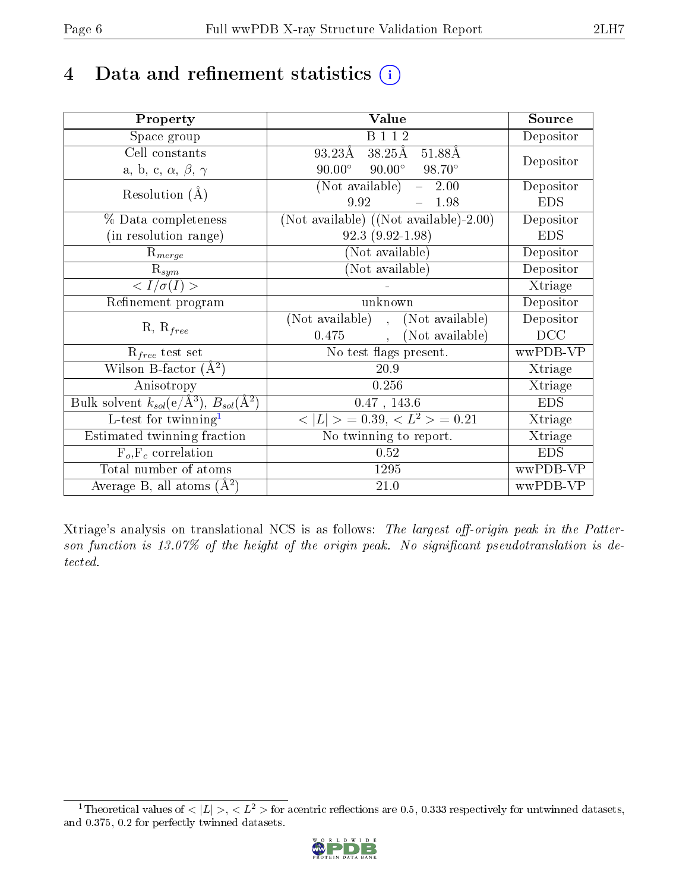# 4 Data and refinement statistics

| Property | Value | Source |
|---|---|---|
| Space group | B 1 1 2 | Depositor |
| Cell constants<br>a, b, c, $\alpha$, $\beta$, $\gamma$ | 93.23Å 38.25Å 51.88Å<br>90.00° 90.00° 98.70° | Depositor |
| Resolution (Å) | (Not available) – 2.00<br>9.92 – 1.98 | Depositor<br>EDS |
| % Data completeness<br>(in resolution range) | (Not available) ((Not available)-2.00)<br>92.3 (9.92-1.98) | Depositor<br>EDS |
| $R_{merge}$ | (Not available) | Depositor |
| $R_{sym}$ | (Not available) | Depositor |
| $< I/\sigma(I) >$ | - | Xtriage |
| Refinement program | unknown | Depositor |
| R, $R_{free}$ | (Not available) , (Not available)<br>0.475 , (Not available) | Depositor<br>DCC |
| $R_{free}$ test set | No test flags present. | wwPDB-VP |
| Wilson B-factor (Å$^2$) | 20.9 | Xtriage |
| Anisotropy | 0.256 | Xtriage |
| Bulk solvent $k_{sol}$(e/Å$^3$), $B_{sol}$(Å$^2$) | 0.47 , 143.6 | EDS |
| L-test for twinning[1] | $< \|L\| > = 0.39$, $< L^2 > = 0.21$ | Xtriage |
| Estimated twinning fraction | No twinning to report. | Xtriage |
| $F_o$,$F_c$ correlation | 0.52 | EDS |
| Total number of atoms | 1295 | wwPDB-VP |
| Average B, all atoms (Å$^2$) | 21.0 | wwPDB-VP |

Xtriage's analysis on translational NCS is as follows: *The largest off-origin peak in the Patterson function is 13.07% of the height of the origin peak. No significant pseudotranslation is detected.*

[1] Theoretical values of $< |L| >$, $< L^2 >$ for acentric reflections are 0.5, 0.333 respectively for untwinned datasets, and 0.375, 0.2 for perfectly twinned datasets.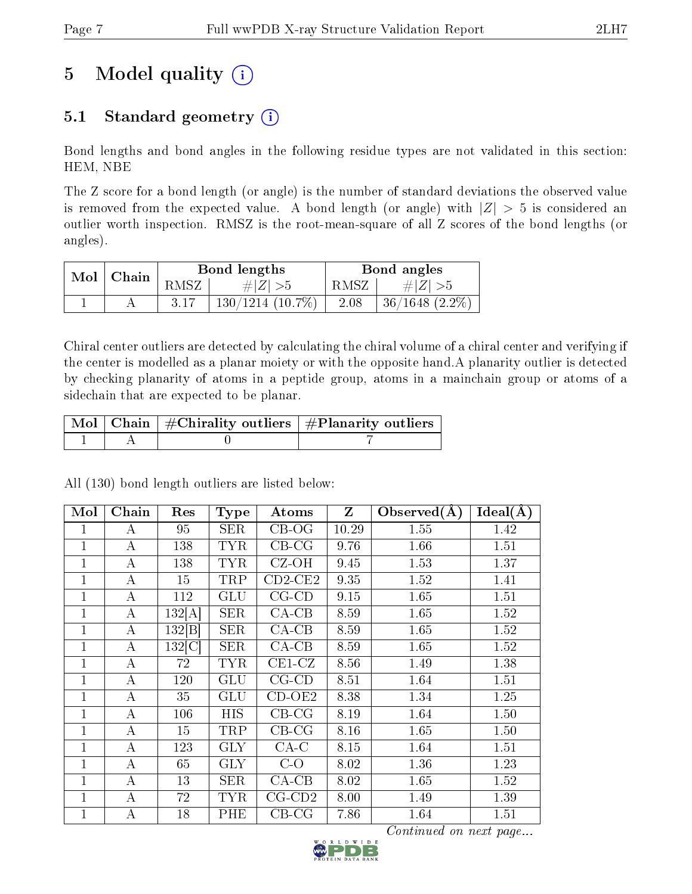# 5 Model quality (i)

## 5.1 Standard geometry (i)

Bond lengths and bond angles in the following residue types are not validated in this section: HEM, NBE

The Z score for a bond length (or angle) is the number of standard deviations the observed value is removed from the expected value. A bond length (or angle) with $|Z| > 5$ is considered an outlier worth inspection. RMSZ is the root-mean-square of all Z scores of the bond lengths (or angles).

| Mol | Chain | Bond lengths | | Bond angles | |
|---|---|---|---|---|---|
| | | RMSZ | $\#\|Z\| > 5$ | RMSZ | $\#\|Z\| > 5$ |
| 1 | A | 3.17 | 130/1214 (10.7%) | 2.08 | 36/1648 (2.2%) |

Chiral center outliers are detected by calculating the chiral volume of a chiral center and verifying if the center is modelled as a planar moiety or with the opposite hand.A planarity outlier is detected by checking planarity of atoms in a peptide group, atoms in a mainchain group or atoms of a sidechain that are expected to be planar.

| Mol | Chain | #Chirality outliers | #Planarity outliers |
|---|---|---|---|
| 1 | A | 0 | 7 |

All (130) bond length outliers are listed below:

| Mol | Chain | Res | Type | Atoms | Z | Observed(Å) | Ideal(Å) |
|---|---|---|---|---|---|---|---|
| 1 | A | 95 | SER | CB-OG | 10.29 | 1.55 | 1.42 |
| 1 | A | 138 | TYR | CB-CG | 9.76 | 1.66 | 1.51 |
| 1 | A | 138 | TYR | CZ-OH | 9.45 | 1.53 | 1.37 |
| 1 | A | 15 | TRP | CD2-CE2 | 9.35 | 1.52 | 1.41 |
| 1 | A | 112 | GLU | CG-CD | 9.15 | 1.65 | 1.51 |
| 1 | A | 132[A] | SER | CA-CB | 8.59 | 1.65 | 1.52 |
| 1 | A | 132[B] | SER | CA-CB | 8.59 | 1.65 | 1.52 |
| 1 | A | 132[C] | SER | CA-CB | 8.59 | 1.65 | 1.52 |
| 1 | A | 72 | TYR | CE1-CZ | 8.56 | 1.49 | 1.38 |
| 1 | A | 120 | GLU | CG-CD | 8.51 | 1.64 | 1.51 |
| 1 | A | 35 | GLU | CD-OE2 | 8.38 | 1.34 | 1.25 |
| 1 | A | 106 | HIS | CB-CG | 8.19 | 1.64 | 1.50 |
| 1 | A | 15 | TRP | CB-CG | 8.16 | 1.65 | 1.50 |
| 1 | A | 123 | GLY | CA-C | 8.15 | 1.64 | 1.51 |
| 1 | A | 65 | GLY | C-O | 8.02 | 1.36 | 1.23 |
| 1 | A | 13 | SER | CA-CB | 8.02 | 1.65 | 1.52 |
| 1 | A | 72 | TYR | CG-CD2 | 8.00 | 1.49 | 1.39 |
| 1 | A | 18 | PHE | CB-CG | 7.86 | 1.64 | 1.51 |

*Continued on next page...*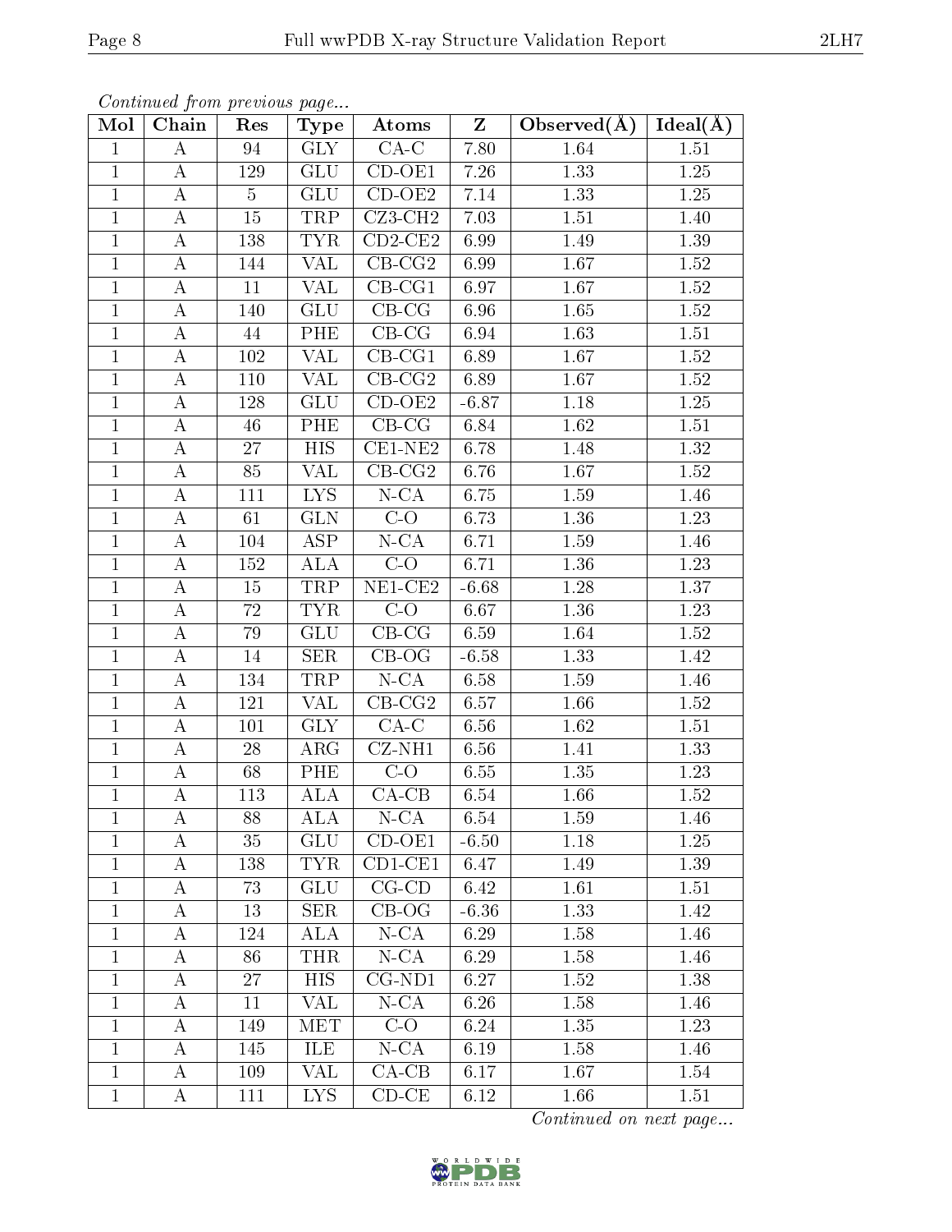*Continued from previous page...*

| Mol | Chain | Res | Type | Atoms | Z | Observed(Å) | Ideal(Å) |
|---|---|---|---|---|---|---|---|
| 1 | A | 94 | GLY | CA-C | 7.80 | 1.64 | 1.51 |
| 1 | A | 129 | GLU | CD-OE1 | 7.26 | 1.33 | 1.25 |
| 1 | A | 5 | GLU | CD-OE2 | 7.14 | 1.33 | 1.25 |
| 1 | A | 15 | TRP | CZ3-CH2 | 7.03 | 1.51 | 1.40 |
| 1 | A | 138 | TYR | CD2-CE2 | 6.99 | 1.49 | 1.39 |
| 1 | A | 144 | VAL | CB-CG2 | 6.99 | 1.67 | 1.52 |
| 1 | A | 11 | VAL | CB-CG1 | 6.97 | 1.67 | 1.52 |
| 1 | A | 140 | GLU | CB-CG | 6.96 | 1.65 | 1.52 |
| 1 | A | 44 | PHE | CB-CG | 6.94 | 1.63 | 1.51 |
| 1 | A | 102 | VAL | CB-CG1 | 6.89 | 1.67 | 1.52 |
| 1 | A | 110 | VAL | CB-CG2 | 6.89 | 1.67 | 1.52 |
| 1 | A | 128 | GLU | CD-OE2 | -6.87 | 1.18 | 1.25 |
| 1 | A | 46 | PHE | CB-CG | 6.84 | 1.62 | 1.51 |
| 1 | A | 27 | HIS | CE1-NE2 | 6.78 | 1.48 | 1.32 |
| 1 | A | 85 | VAL | CB-CG2 | 6.76 | 1.67 | 1.52 |
| 1 | A | 111 | LYS | N-CA | 6.75 | 1.59 | 1.46 |
| 1 | A | 61 | GLN | C-O | 6.73 | 1.36 | 1.23 |
| 1 | A | 104 | ASP | N-CA | 6.71 | 1.59 | 1.46 |
| 1 | A | 152 | ALA | C-O | 6.71 | 1.36 | 1.23 |
| 1 | A | 15 | TRP | NE1-CE2 | -6.68 | 1.28 | 1.37 |
| 1 | A | 72 | TYR | C-O | 6.67 | 1.36 | 1.23 |
| 1 | A | 79 | GLU | CB-CG | 6.59 | 1.64 | 1.52 |
| 1 | A | 14 | SER | CB-OG | -6.58 | 1.33 | 1.42 |
| 1 | A | 134 | TRP | N-CA | 6.58 | 1.59 | 1.46 |
| 1 | A | 121 | VAL | CB-CG2 | 6.57 | 1.66 | 1.52 |
| 1 | A | 101 | GLY | CA-C | 6.56 | 1.62 | 1.51 |
| 1 | A | 28 | ARG | CZ-NH1 | 6.56 | 1.41 | 1.33 |
| 1 | A | 68 | PHE | C-O | 6.55 | 1.35 | 1.23 |
| 1 | A | 113 | ALA | CA-CB | 6.54 | 1.66 | 1.52 |
| 1 | A | 88 | ALA | N-CA | 6.54 | 1.59 | 1.46 |
| 1 | A | 35 | GLU | CD-OE1 | -6.50 | 1.18 | 1.25 |
| 1 | A | 138 | TYR | CD1-CE1 | 6.47 | 1.49 | 1.39 |
| 1 | A | 73 | GLU | CG-CD | 6.42 | 1.61 | 1.51 |
| 1 | A | 13 | SER | CB-OG | -6.36 | 1.33 | 1.42 |
| 1 | A | 124 | ALA | N-CA | 6.29 | 1.58 | 1.46 |
| 1 | A | 86 | THR | N-CA | 6.29 | 1.58 | 1.46 |
| 1 | A | 27 | HIS | CG-ND1 | 6.27 | 1.52 | 1.38 |
| 1 | A | 11 | VAL | N-CA | 6.26 | 1.58 | 1.46 |
| 1 | A | 149 | MET | C-O | 6.24 | 1.35 | 1.23 |
| 1 | A | 145 | ILE | N-CA | 6.19 | 1.58 | 1.46 |
| 1 | A | 109 | VAL | CA-CB | 6.17 | 1.67 | 1.54 |
| 1 | A | 111 | LYS | CD-CE | 6.12 | 1.66 | 1.51 |

*Continued on next page...*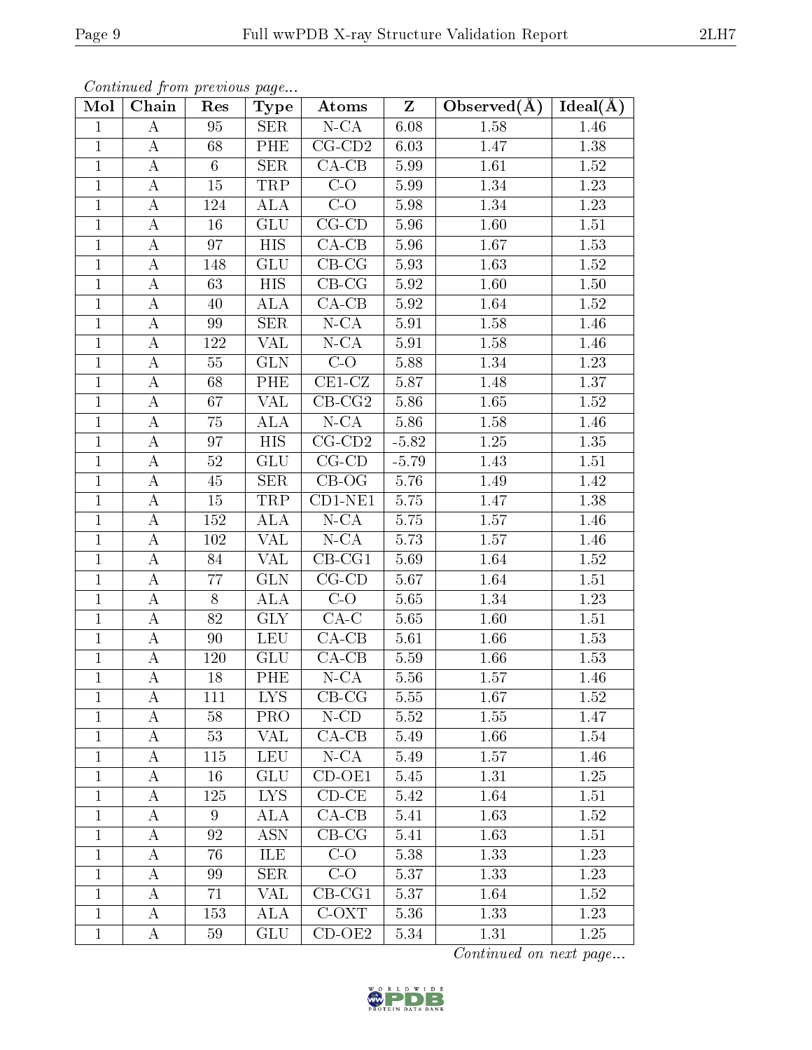*Continued from previous page...*

| Mol | Chain | Res | Type | Atoms | Z | Observed(Å) | Ideal(Å) |
|---|---|---|---|---|---|---|---|
| 1 | A | 95 | SER | N-CA | 6.08 | 1.58 | 1.46 |
| 1 | A | 68 | PHE | CG-CD2 | 6.03 | 1.47 | 1.38 |
| 1 | A | 6 | SER | CA-CB | 5.99 | 1.61 | 1.52 |
| 1 | A | 15 | TRP | C-O | 5.99 | 1.34 | 1.23 |
| 1 | A | 124 | ALA | C-O | 5.98 | 1.34 | 1.23 |
| 1 | A | 16 | GLU | CG-CD | 5.96 | 1.60 | 1.51 |
| 1 | A | 97 | HIS | CA-CB | 5.96 | 1.67 | 1.53 |
| 1 | A | 148 | GLU | CB-CG | 5.93 | 1.63 | 1.52 |
| 1 | A | 63 | HIS | CB-CG | 5.92 | 1.60 | 1.50 |
| 1 | A | 40 | ALA | CA-CB | 5.92 | 1.64 | 1.52 |
| 1 | A | 99 | SER | N-CA | 5.91 | 1.58 | 1.46 |
| 1 | A | 122 | VAL | N-CA | 5.91 | 1.58 | 1.46 |
| 1 | A | 55 | GLN | C-O | 5.88 | 1.34 | 1.23 |
| 1 | A | 68 | PHE | CE1-CZ | 5.87 | 1.48 | 1.37 |
| 1 | A | 67 | VAL | CB-CG2 | 5.86 | 1.65 | 1.52 |
| 1 | A | 75 | ALA | N-CA | 5.86 | 1.58 | 1.46 |
| 1 | A | 97 | HIS | CG-CD2 | -5.82 | 1.25 | 1.35 |
| 1 | A | 52 | GLU | CG-CD | -5.79 | 1.43 | 1.51 |
| 1 | A | 45 | SER | CB-OG | 5.76 | 1.49 | 1.42 |
| 1 | A | 15 | TRP | CD1-NE1 | 5.75 | 1.47 | 1.38 |
| 1 | A | 152 | ALA | N-CA | 5.75 | 1.57 | 1.46 |
| 1 | A | 102 | VAL | N-CA | 5.73 | 1.57 | 1.46 |
| 1 | A | 84 | VAL | CB-CG1 | 5.69 | 1.64 | 1.52 |
| 1 | A | 77 | GLN | CG-CD | 5.67 | 1.64 | 1.51 |
| 1 | A | 8 | ALA | C-O | 5.65 | 1.34 | 1.23 |
| 1 | A | 82 | GLY | CA-C | 5.65 | 1.60 | 1.51 |
| 1 | A | 90 | LEU | CA-CB | 5.61 | 1.66 | 1.53 |
| 1 | A | 120 | GLU | CA-CB | 5.59 | 1.66 | 1.53 |
| 1 | A | 18 | PHE | N-CA | 5.56 | 1.57 | 1.46 |
| 1 | A | 111 | LYS | CB-CG | 5.55 | 1.67 | 1.52 |
| 1 | A | 58 | PRO | N-CD | 5.52 | 1.55 | 1.47 |
| 1 | A | 53 | VAL | CA-CB | 5.49 | 1.66 | 1.54 |
| 1 | A | 115 | LEU | N-CA | 5.49 | 1.57 | 1.46 |
| 1 | A | 16 | GLU | CD-OE1 | 5.45 | 1.31 | 1.25 |
| 1 | A | 125 | LYS | CD-CE | 5.42 | 1.64 | 1.51 |
| 1 | A | 9 | ALA | CA-CB | 5.41 | 1.63 | 1.52 |
| 1 | A | 92 | ASN | CB-CG | 5.41 | 1.63 | 1.51 |
| 1 | A | 76 | ILE | C-O | 5.38 | 1.33 | 1.23 |
| 1 | A | 99 | SER | C-O | 5.37 | 1.33 | 1.23 |
| 1 | A | 71 | VAL | CB-CG1 | 5.37 | 1.64 | 1.52 |
| 1 | A | 153 | ALA | C-OXT | 5.36 | 1.33 | 1.23 |
| 1 | A | 59 | GLU | CD-OE2 | 5.34 | 1.31 | 1.25 |

*Continued on next page...*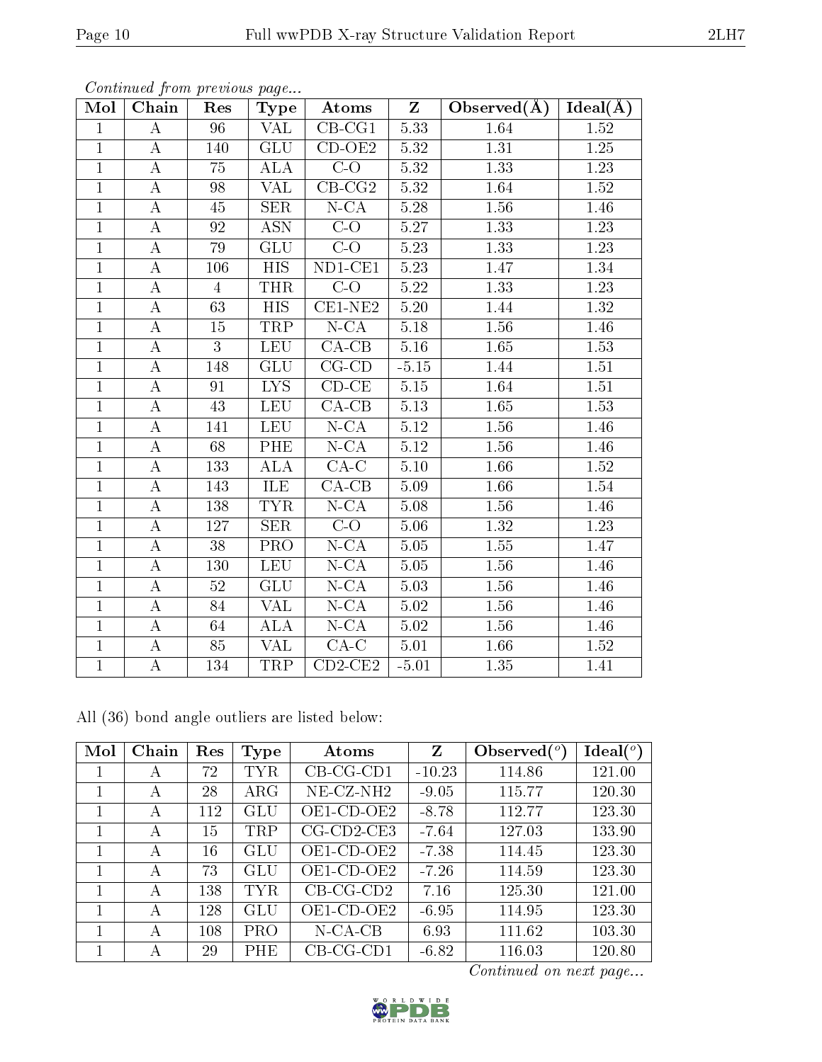*Continued from previous page...*

| Mol | Chain | Res | Type | Atoms | Z | Observed(Å) | Ideal(Å) |
|---|---|---|---|---|---|---|---|
| 1 | A | 96 | VAL | CB-CG1 | 5.33 | 1.64 | 1.52 |
| 1 | A | 140 | GLU | CD-OE2 | 5.32 | 1.31 | 1.25 |
| 1 | A | 75 | ALA | C-O | 5.32 | 1.33 | 1.23 |
| 1 | A | 98 | VAL | CB-CG2 | 5.32 | 1.64 | 1.52 |
| 1 | A | 45 | SER | N-CA | 5.28 | 1.56 | 1.46 |
| 1 | A | 92 | ASN | C-O | 5.27 | 1.33 | 1.23 |
| 1 | A | 79 | GLU | C-O | 5.23 | 1.33 | 1.23 |
| 1 | A | 106 | HIS | ND1-CE1 | 5.23 | 1.47 | 1.34 |
| 1 | A | 4 | THR | C-O | 5.22 | 1.33 | 1.23 |
| 1 | A | 63 | HIS | CE1-NE2 | 5.20 | 1.44 | 1.32 |
| 1 | A | 15 | TRP | N-CA | 5.18 | 1.56 | 1.46 |
| 1 | A | 3 | LEU | CA-CB | 5.16 | 1.65 | 1.53 |
| 1 | A | 148 | GLU | CG-CD | -5.15 | 1.44 | 1.51 |
| 1 | A | 91 | LYS | CD-CE | 5.15 | 1.64 | 1.51 |
| 1 | A | 43 | LEU | CA-CB | 5.13 | 1.65 | 1.53 |
| 1 | A | 141 | LEU | N-CA | 5.12 | 1.56 | 1.46 |
| 1 | A | 68 | PHE | N-CA | 5.12 | 1.56 | 1.46 |
| 1 | A | 133 | ALA | CA-C | 5.10 | 1.66 | 1.52 |
| 1 | A | 143 | ILE | CA-CB | 5.09 | 1.66 | 1.54 |
| 1 | A | 138 | TYR | N-CA | 5.08 | 1.56 | 1.46 |
| 1 | A | 127 | SER | C-O | 5.06 | 1.32 | 1.23 |
| 1 | A | 38 | PRO | N-CA | 5.05 | 1.55 | 1.47 |
| 1 | A | 130 | LEU | N-CA | 5.05 | 1.56 | 1.46 |
| 1 | A | 52 | GLU | N-CA | 5.03 | 1.56 | 1.46 |
| 1 | A | 84 | VAL | N-CA | 5.02 | 1.56 | 1.46 |
| 1 | A | 64 | ALA | N-CA | 5.02 | 1.56 | 1.46 |
| 1 | A | 85 | VAL | CA-C | 5.01 | 1.66 | 1.52 |
| 1 | A | 134 | TRP | CD2-CE2 | -5.01 | 1.35 | 1.41 |

All (36) bond angle outliers are listed below:

| Mol | Chain | Res | Type | Atoms | Z | Observed(°) | Ideal(°) |
|---|---|---|---|---|---|---|---|
| 1 | A | 72 | TYR | CB-CG-CD1 | -10.23 | 114.86 | 121.00 |
| 1 | A | 28 | ARG | NE-CZ-NH2 | -9.05 | 115.77 | 120.30 |
| 1 | A | 112 | GLU | OE1-CD-OE2 | -8.78 | 112.77 | 123.30 |
| 1 | A | 15 | TRP | CG-CD2-CE3 | -7.64 | 127.03 | 133.90 |
| 1 | A | 16 | GLU | OE1-CD-OE2 | -7.38 | 114.45 | 123.30 |
| 1 | A | 73 | GLU | OE1-CD-OE2 | -7.26 | 114.59 | 123.30 |
| 1 | A | 138 | TYR | CB-CG-CD2 | 7.16 | 125.30 | 121.00 |
| 1 | A | 128 | GLU | OE1-CD-OE2 | -6.95 | 114.95 | 123.30 |
| 1 | A | 108 | PRO | N-CA-CB | 6.93 | 111.62 | 103.30 |
| 1 | A | 29 | PHE | CB-CG-CD1 | -6.82 | 116.03 | 120.80 |

*Continued on next page...*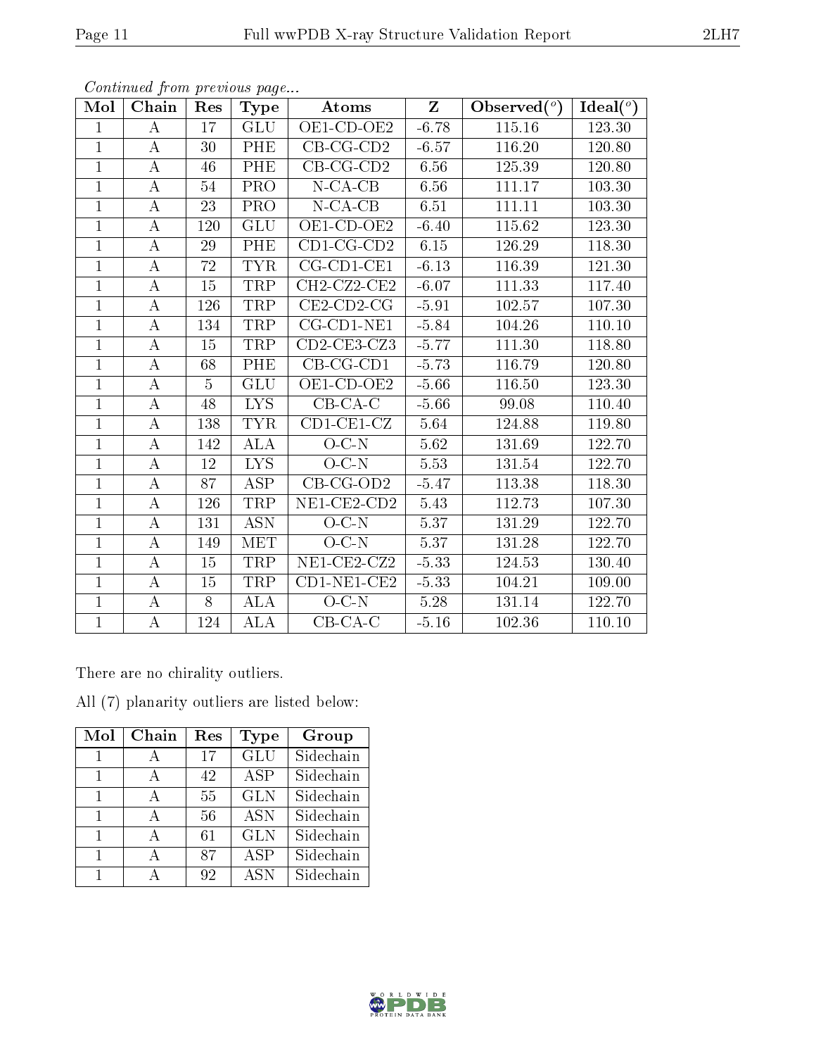*Continued from previous page...*

| Mol | Chain | Res | Type | Atoms | Z | Observed(°) | Ideal(°) |
|---|---|---|---|---|---|---|---|
| 1 | A | 17 | GLU | OE1-CD-OE2 | -6.78 | 115.16 | 123.30 |
| 1 | A | 30 | PHE | CB-CG-CD2 | -6.57 | 116.20 | 120.80 |
| 1 | A | 46 | PHE | CB-CG-CD2 | 6.56 | 125.39 | 120.80 |
| 1 | A | 54 | PRO | N-CA-CB | 6.56 | 111.17 | 103.30 |
| 1 | A | 23 | PRO | N-CA-CB | 6.51 | 111.11 | 103.30 |
| 1 | A | 120 | GLU | OE1-CD-OE2 | -6.40 | 115.62 | 123.30 |
| 1 | A | 29 | PHE | CD1-CG-CD2 | 6.15 | 126.29 | 118.30 |
| 1 | A | 72 | TYR | CG-CD1-CE1 | -6.13 | 116.39 | 121.30 |
| 1 | A | 15 | TRP | CH2-CZ2-CE2 | -6.07 | 111.33 | 117.40 |
| 1 | A | 126 | TRP | CE2-CD2-CG | -5.91 | 102.57 | 107.30 |
| 1 | A | 134 | TRP | CG-CD1-NE1 | -5.84 | 104.26 | 110.10 |
| 1 | A | 15 | TRP | CD2-CE3-CZ3 | -5.77 | 111.30 | 118.80 |
| 1 | A | 68 | PHE | CB-CG-CD1 | -5.73 | 116.79 | 120.80 |
| 1 | A | 5 | GLU | OE1-CD-OE2 | -5.66 | 116.50 | 123.30 |
| 1 | A | 48 | LYS | CB-CA-C | -5.66 | 99.08 | 110.40 |
| 1 | A | 138 | TYR | CD1-CE1-CZ | 5.64 | 124.88 | 119.80 |
| 1 | A | 142 | ALA | O-C-N | 5.62 | 131.69 | 122.70 |
| 1 | A | 12 | LYS | O-C-N | 5.53 | 131.54 | 122.70 |
| 1 | A | 87 | ASP | CB-CG-OD2 | -5.47 | 113.38 | 118.30 |
| 1 | A | 126 | TRP | NE1-CE2-CD2 | 5.43 | 112.73 | 107.30 |
| 1 | A | 131 | ASN | O-C-N | 5.37 | 131.29 | 122.70 |
| 1 | A | 149 | MET | O-C-N | 5.37 | 131.28 | 122.70 |
| 1 | A | 15 | TRP | NE1-CE2-CZ2 | -5.33 | 124.53 | 130.40 |
| 1 | A | 15 | TRP | CD1-NE1-CE2 | -5.33 | 104.21 | 109.00 |
| 1 | A | 8 | ALA | O-C-N | 5.28 | 131.14 | 122.70 |
| 1 | A | 124 | ALA | CB-CA-C | -5.16 | 102.36 | 110.10 |

There are no chirality outliers.

All (7) planarity outliers are listed below:

| Mol | Chain | Res | Type | Group |
|---|---|---|---|---|
| 1 | A | 17 | GLU | Sidechain |
| 1 | A | 42 | ASP | Sidechain |
| 1 | A | 55 | GLN | Sidechain |
| 1 | A | 56 | ASN | Sidechain |
| 1 | A | 61 | GLN | Sidechain |
| 1 | A | 87 | ASP | Sidechain |
| 1 | A | 92 | ASN | Sidechain |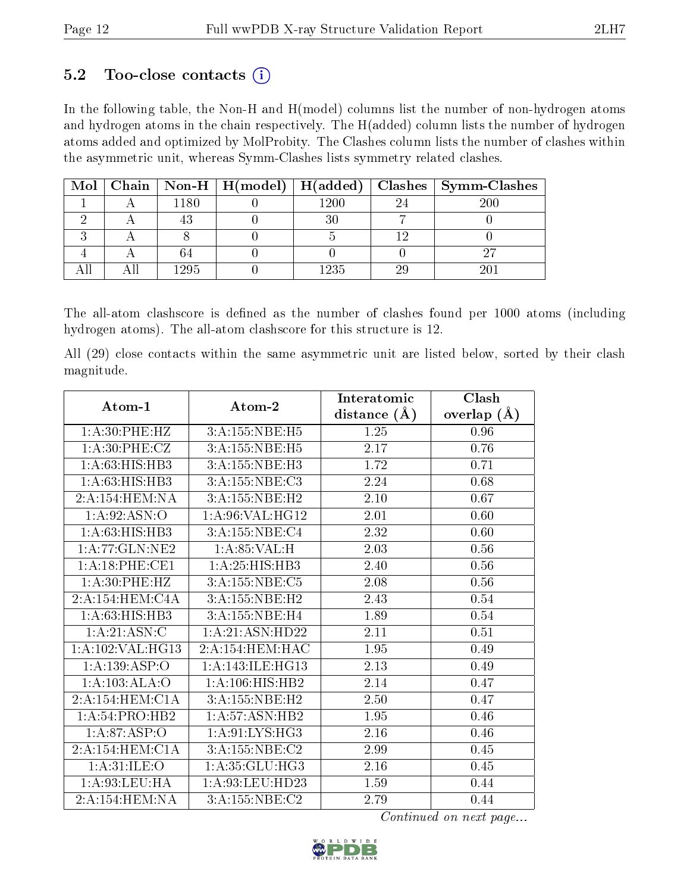### 5.2 Too-close contacts (i)

In the following table, the Non-H and H(model) columns list the number of non-hydrogen atoms and hydrogen atoms in the chain respectively. The H(added) column lists the number of hydrogen atoms added and optimized by MolProbity. The Clashes column lists the number of clashes within the asymmetric unit, whereas Symm-Clashes lists symmetry related clashes.

| Mol | Chain | Non-H | H(model) | H(added) | Clashes | Symm-Clashes |
|---|---|---|---|---|---|---|
| 1 | A | 1180 | 0 | 1200 | 24 | 200 |
| 2 | A | 43 | 0 | 30 | 7 | 0 |
| 3 | A | 8 | 0 | 5 | 12 | 0 |
| 4 | A | 64 | 0 | 0 | 0 | 27 |
| All | All | 1295 | 0 | 1235 | 29 | 201 |

The all-atom clashscore is defined as the number of clashes found per 1000 atoms (including hydrogen atoms). The all-atom clashscore for this structure is 12.

All (29) close contacts within the same asymmetric unit are listed below, sorted by their clash magnitude.

| Atom-1 | Atom-2 | Interatomic distance (Å) | Clash overlap (Å) |
|---|---|---|---|
| 1:A:30:PHE:HZ | 3:A:155:NBE:H5 | 1.25 | 0.96 |
| 1:A:30:PHE:CZ | 3:A:155:NBE:H5 | 2.17 | 0.76 |
| 1:A:63:HIS:HB3 | 3:A:155:NBE:H3 | 1.72 | 0.71 |
| 1:A:63:HIS:HB3 | 3:A:155:NBE:C3 | 2.24 | 0.68 |
| 2:A:154:HEM:NA | 3:A:155:NBE:H2 | 2.10 | 0.67 |
| 1:A:92:ASN:O | 1:A:96:VAL:HG12 | 2.01 | 0.60 |
| 1:A:63:HIS:HB3 | 3:A:155:NBE:C4 | 2.32 | 0.60 |
| 1:A:77:GLN:NE2 | 1:A:85:VAL:H | 2.03 | 0.56 |
| 1:A:18:PHE:CE1 | 1:A:25:HIS:HB3 | 2.40 | 0.56 |
| 1:A:30:PHE:HZ | 3:A:155:NBE:C5 | 2.08 | 0.56 |
| 2:A:154:HEM:C4A | 3:A:155:NBE:H2 | 2.43 | 0.54 |
| 1:A:63:HIS:HB3 | 3:A:155:NBE:H4 | 1.89 | 0.54 |
| 1:A:21:ASN:C | 1:A:21:ASN:HD22 | 2.11 | 0.51 |
| 1:A:102:VAL:HG13 | 2:A:154:HEM:HAC | 1.95 | 0.49 |
| 1:A:139:ASP:O | 1:A:143:ILE:HG13 | 2.13 | 0.49 |
| 1:A:103:ALA:O | 1:A:106:HIS:HB2 | 2.14 | 0.47 |
| 2:A:154:HEM:C1A | 3:A:155:NBE:H2 | 2.50 | 0.47 |
| 1:A:54:PRO:HB2 | 1:A:57:ASN:HB2 | 1.95 | 0.46 |
| 1:A:87:ASP:O | 1:A:91:LYS:HG3 | 2.16 | 0.46 |
| 2:A:154:HEM:C1A | 3:A:155:NBE:C2 | 2.99 | 0.45 |
| 1:A:31:ILE:O | 1:A:35:GLU:HG3 | 2.16 | 0.45 |
| 1:A:93:LEU:HA | 1:A:93:LEU:HD23 | 1.59 | 0.44 |
| 2:A:154:HEM:NA | 3:A:155:NBE:C2 | 2.79 | 0.44 |

*Continued on next page...*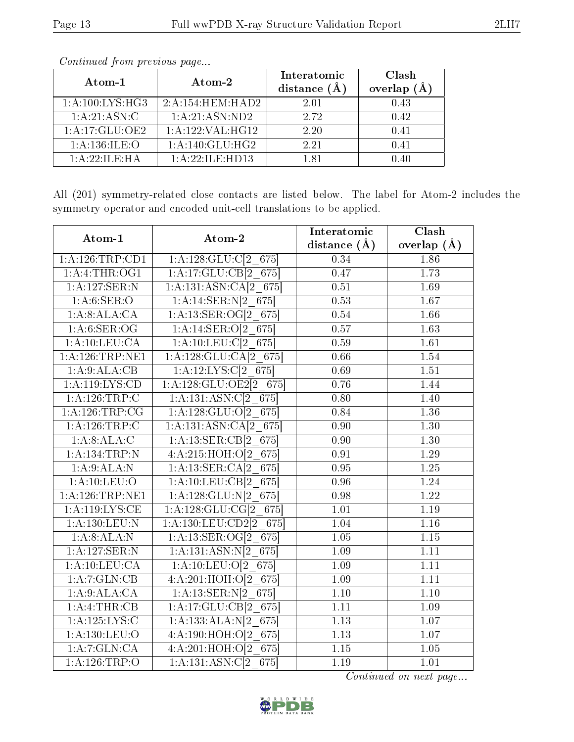*Continued from previous page...*

| Atom-1 | Atom-2 | Interatomic distance (Å) | Clash overlap (Å) |
|---|---|---|---|
| 1:A:100:LYS:HG3 | 2:A:154:HEM:HAD2 | 2.01 | 0.43 |
| 1:A:21:ASN:C | 1:A:21:ASN:ND2 | 2.72 | 0.42 |
| 1:A:17:GLU:OE2 | 1:A:122:VAL:HG12 | 2.20 | 0.41 |
| 1:A:136:ILE:O | 1:A:140:GLU:HG2 | 2.21 | 0.41 |
| 1:A:22:ILE:HA | 1:A:22:ILE:HD13 | 1.81 | 0.40 |

All (201) symmetry-related close contacts are listed below. The label for Atom-2 includes the symmetry operator and encoded unit-cell translations to be applied.

| Atom-1 | Atom-2 | Interatomic distance (Å) | Clash overlap (Å) |
|---|---|---|---|
| 1:A:126:TRP:CD1 | 1:A:128:GLU:C[2_675] | 0.34 | 1.86 |
| 1:A:4:THR:OG1 | 1:A:17:GLU:CB[2_675] | 0.47 | 1.73 |
| 1:A:127:SER:N | 1:A:131:ASN:CA[2_675] | 0.51 | 1.69 |
| 1:A:6:SER:O | 1:A:14:SER:N[2_675] | 0.53 | 1.67 |
| 1:A:8:ALA:CA | 1:A:13:SER:OG[2_675] | 0.54 | 1.66 |
| 1:A:6:SER:OG | 1:A:14:SER:O[2_675] | 0.57 | 1.63 |
| 1:A:10:LEU:CA | 1:A:10:LEU:C[2_675] | 0.59 | 1.61 |
| 1:A:126:TRP:NE1 | 1:A:128:GLU:CA[2_675] | 0.66 | 1.54 |
| 1:A:9:ALA:CB | 1:A:12:LYS:C[2_675] | 0.69 | 1.51 |
| 1:A:119:LYS:CD | 1:A:128:GLU:OE2[2_675] | 0.76 | 1.44 |
| 1:A:126:TRP:C | 1:A:131:ASN:C[2_675] | 0.80 | 1.40 |
| 1:A:126:TRP:CG | 1:A:128:GLU:O[2_675] | 0.84 | 1.36 |
| 1:A:126:TRP:C | 1:A:131:ASN:CA[2_675] | 0.90 | 1.30 |
| 1:A:8:ALA:C | 1:A:13:SER:CB[2_675] | 0.90 | 1.30 |
| 1:A:134:TRP:N | 4:A:215:HOH:O[2_675] | 0.91 | 1.29 |
| 1:A:9:ALA:N | 1:A:13:SER:CA[2_675] | 0.95 | 1.25 |
| 1:A:10:LEU:O | 1:A:10:LEU:CB[2_675] | 0.96 | 1.24 |
| 1:A:126:TRP:NE1 | 1:A:128:GLU:N[2_675] | 0.98 | 1.22 |
| 1:A:119:LYS:CE | 1:A:128:GLU:CG[2_675] | 1.01 | 1.19 |
| 1:A:130:LEU:N | 1:A:130:LEU:CD2[2_675] | 1.04 | 1.16 |
| 1:A:8:ALA:N | 1:A:13:SER:OG[2_675] | 1.05 | 1.15 |
| 1:A:127:SER:N | 1:A:131:ASN:N[2_675] | 1.09 | 1.11 |
| 1:A:10:LEU:CA | 1:A:10:LEU:O[2_675] | 1.09 | 1.11 |
| 1:A:7:GLN:CB | 4:A:201:HOH:O[2_675] | 1.09 | 1.11 |
| 1:A:9:ALA:CA | 1:A:13:SER:N[2_675] | 1.10 | 1.10 |
| 1:A:4:THR:CB | 1:A:17:GLU:CB[2_675] | 1.11 | 1.09 |
| 1:A:125:LYS:C | 1:A:133:ALA:N[2_675] | 1.13 | 1.07 |
| 1:A:130:LEU:O | 4:A:190:HOH:O[2_675] | 1.13 | 1.07 |
| 1:A:7:GLN:CA | 4:A:201:HOH:O[2_675] | 1.15 | 1.05 |
| 1:A:126:TRP:O | 1:A:131:ASN:C[2_675] | 1.19 | 1.01 |

*Continued on next page...*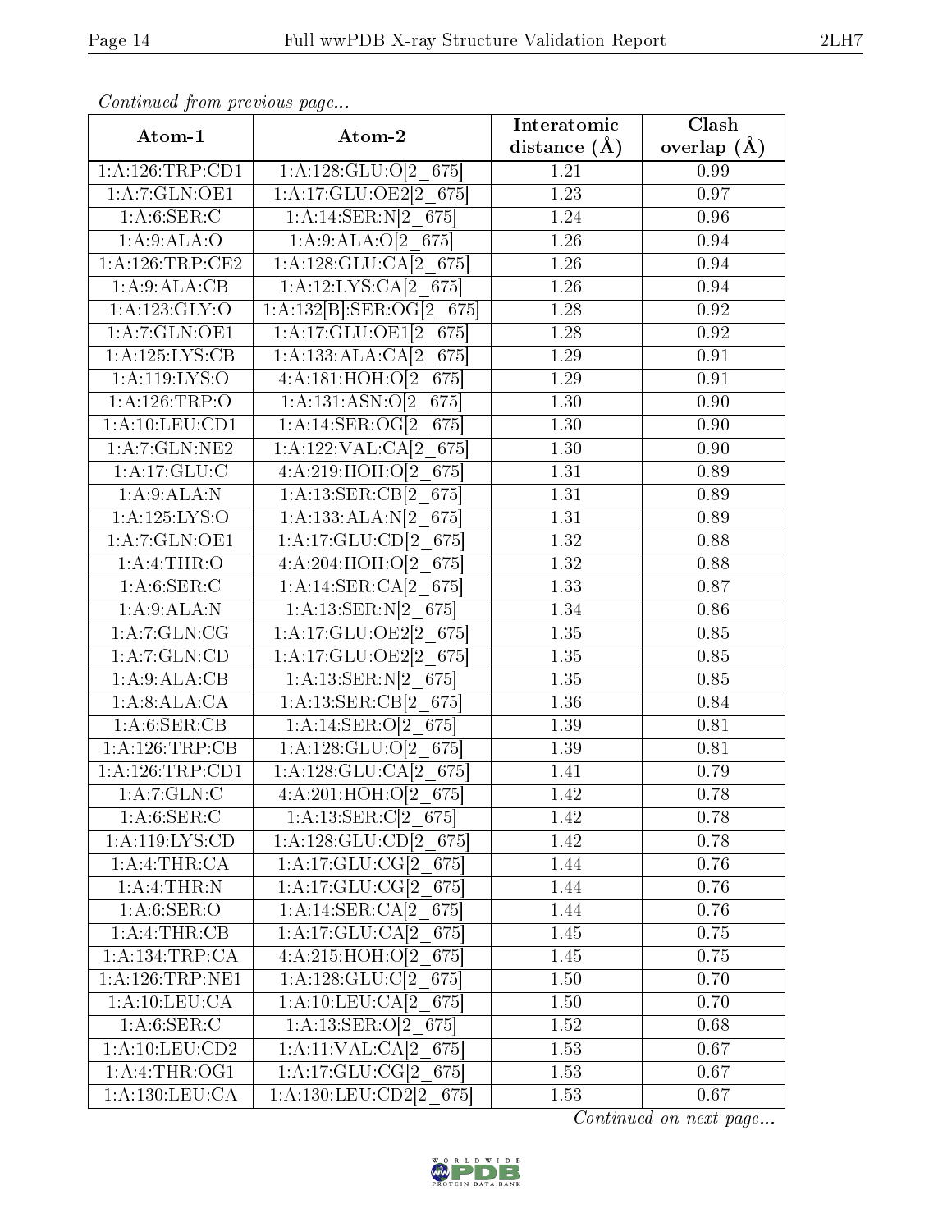*Continued from previous page...*

| Atom-1 | Atom-2 | Interatomic distance (Å) | Clash overlap (Å) |
| --- | --- | --- | --- |
| 1:A:126:TRP:CD1 | 1:A:128:GLU:O[2_675] | 1.21 | 0.99 |
| 1:A:7:GLN:OE1 | 1:A:17:GLU:OE2[2_675] | 1.23 | 0.97 |
| 1:A:6:SER:C | 1:A:14:SER:N[2_675] | 1.24 | 0.96 |
| 1:A:9:ALA:O | 1:A:9:ALA:O[2_675] | 1.26 | 0.94 |
| 1:A:126:TRP:CE2 | 1:A:128:GLU:CA[2_675] | 1.26 | 0.94 |
| 1:A:9:ALA:CB | 1:A:12:LYS:CA[2_675] | 1.26 | 0.94 |
| 1:A:123:GLY:O | 1:A:132[B]:SER:OG[2_675] | 1.28 | 0.92 |
| 1:A:7:GLN:OE1 | 1:A:17:GLU:OE1[2_675] | 1.28 | 0.92 |
| 1:A:125:LYS:CB | 1:A:133:ALA:CA[2_675] | 1.29 | 0.91 |
| 1:A:119:LYS:O | 4:A:181:HOH:O[2_675] | 1.29 | 0.91 |
| 1:A:126:TRP:O | 1:A:131:ASN:O[2_675] | 1.30 | 0.90 |
| 1:A:10:LEU:CD1 | 1:A:14:SER:OG[2_675] | 1.30 | 0.90 |
| 1:A:7:GLN:NE2 | 1:A:122:VAL:CA[2_675] | 1.30 | 0.90 |
| 1:A:17:GLU:C | 4:A:219:HOH:O[2_675] | 1.31 | 0.89 |
| 1:A:9:ALA:N | 1:A:13:SER:CB[2_675] | 1.31 | 0.89 |
| 1:A:125:LYS:O | 1:A:133:ALA:N[2_675] | 1.31 | 0.89 |
| 1:A:7:GLN:OE1 | 1:A:17:GLU:CD[2_675] | 1.32 | 0.88 |
| 1:A:4:THR:O | 4:A:204:HOH:O[2_675] | 1.32 | 0.88 |
| 1:A:6:SER:C | 1:A:14:SER:CA[2_675] | 1.33 | 0.87 |
| 1:A:9:ALA:N | 1:A:13:SER:N[2_675] | 1.34 | 0.86 |
| 1:A:7:GLN:CG | 1:A:17:GLU:OE2[2_675] | 1.35 | 0.85 |
| 1:A:7:GLN:CD | 1:A:17:GLU:OE2[2_675] | 1.35 | 0.85 |
| 1:A:9:ALA:CB | 1:A:13:SER:N[2_675] | 1.35 | 0.85 |
| 1:A:8:ALA:CA | 1:A:13:SER:CB[2_675] | 1.36 | 0.84 |
| 1:A:6:SER:CB | 1:A:14:SER:O[2_675] | 1.39 | 0.81 |
| 1:A:126:TRP:CB | 1:A:128:GLU:O[2_675] | 1.39 | 0.81 |
| 1:A:126:TRP:CD1 | 1:A:128:GLU:CA[2_675] | 1.41 | 0.79 |
| 1:A:7:GLN:C | 4:A:201:HOH:O[2_675] | 1.42 | 0.78 |
| 1:A:6:SER:C | 1:A:13:SER:C[2_675] | 1.42 | 0.78 |
| 1:A:119:LYS:CD | 1:A:128:GLU:CD[2_675] | 1.42 | 0.78 |
| 1:A:4:THR:CA | 1:A:17:GLU:CG[2_675] | 1.44 | 0.76 |
| 1:A:4:THR:N | 1:A:17:GLU:CG[2_675] | 1.44 | 0.76 |
| 1:A:6:SER:O | 1:A:14:SER:CA[2_675] | 1.44 | 0.76 |
| 1:A:4:THR:CB | 1:A:17:GLU:CA[2_675] | 1.45 | 0.75 |
| 1:A:134:TRP:CA | 4:A:215:HOH:O[2_675] | 1.45 | 0.75 |
| 1:A:126:TRP:NE1 | 1:A:128:GLU:C[2_675] | 1.50 | 0.70 |
| 1:A:10:LEU:CA | 1:A:10:LEU:CA[2_675] | 1.50 | 0.70 |
| 1:A:6:SER:C | 1:A:13:SER:O[2_675] | 1.52 | 0.68 |
| 1:A:10:LEU:CD2 | 1:A:11:VAL:CA[2_675] | 1.53 | 0.67 |
| 1:A:4:THR:OG1 | 1:A:17:GLU:CG[2_675] | 1.53 | 0.67 |
| 1:A:130:LEU:CA | 1:A:130:LEU:CD2[2_675] | 1.53 | 0.67 |

*Continued on next page...*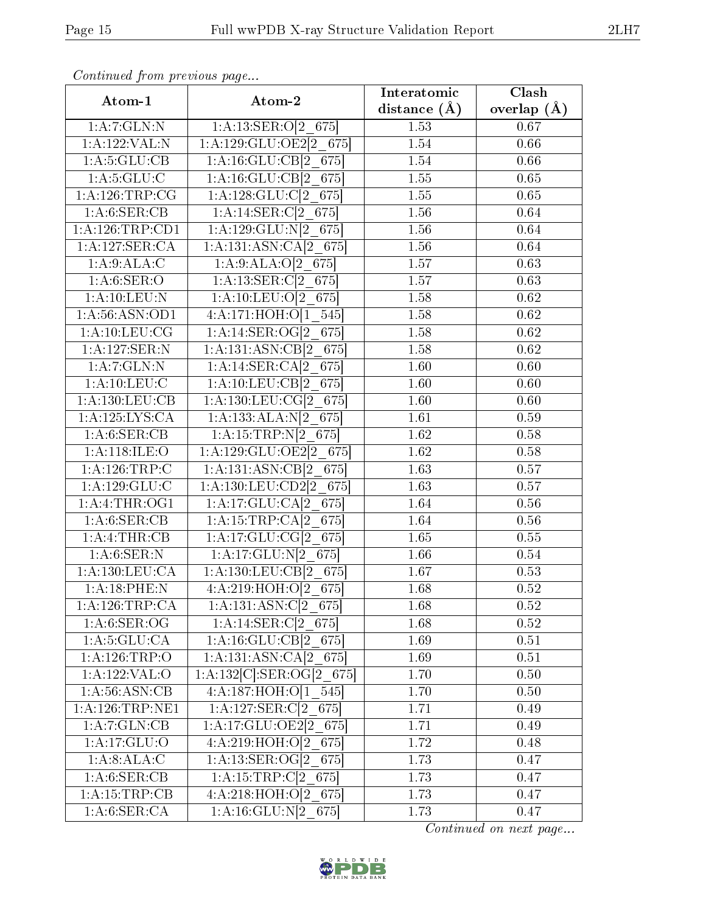*Continued from previous page...*

| Atom-1 | Atom-2 | Interatomic distance (Å) | Clash overlap (Å) |
|---|---|---|---|
| 1:A:7:GLN:N | 1:A:13:SER:O[2_675] | 1.53 | 0.67 |
| 1:A:122:VAL:N | 1:A:129:GLU:OE2[2_675] | 1.54 | 0.66 |
| 1:A:5:GLU:CB | 1:A:16:GLU:CB[2_675] | 1.54 | 0.66 |
| 1:A:5:GLU:C | 1:A:16:GLU:CB[2_675] | 1.55 | 0.65 |
| 1:A:126:TRP:CG | 1:A:128:GLU:C[2_675] | 1.55 | 0.65 |
| 1:A:6:SER:CB | 1:A:14:SER:C[2_675] | 1.56 | 0.64 |
| 1:A:126:TRP:CD1 | 1:A:129:GLU:N[2_675] | 1.56 | 0.64 |
| 1:A:127:SER:CA | 1:A:131:ASN:CA[2_675] | 1.56 | 0.64 |
| 1:A:9:ALA:C | 1:A:9:ALA:O[2_675] | 1.57 | 0.63 |
| 1:A:6:SER:O | 1:A:13:SER:C[2_675] | 1.57 | 0.63 |
| 1:A:10:LEU:N | 1:A:10:LEU:O[2_675] | 1.58 | 0.62 |
| 1:A:56:ASN:OD1 | 4:A:171:HOH:O[1_545] | 1.58 | 0.62 |
| 1:A:10:LEU:CG | 1:A:14:SER:OG[2_675] | 1.58 | 0.62 |
| 1:A:127:SER:N | 1:A:131:ASN:CB[2_675] | 1.58 | 0.62 |
| 1:A:7:GLN:N | 1:A:14:SER:CA[2_675] | 1.60 | 0.60 |
| 1:A:10:LEU:C | 1:A:10:LEU:CB[2_675] | 1.60 | 0.60 |
| 1:A:130:LEU:CB | 1:A:130:LEU:CG[2_675] | 1.60 | 0.60 |
| 1:A:125:LYS:CA | 1:A:133:ALA:N[2_675] | 1.61 | 0.59 |
| 1:A:6:SER:CB | 1:A:15:TRP:N[2_675] | 1.62 | 0.58 |
| 1:A:118:ILE:O | 1:A:129:GLU:OE2[2_675] | 1.62 | 0.58 |
| 1:A:126:TRP:C | 1:A:131:ASN:CB[2_675] | 1.63 | 0.57 |
| 1:A:129:GLU:C | 1:A:130:LEU:CD2[2_675] | 1.63 | 0.57 |
| 1:A:4:THR:OG1 | 1:A:17:GLU:CA[2_675] | 1.64 | 0.56 |
| 1:A:6:SER:CB | 1:A:15:TRP:CA[2_675] | 1.64 | 0.56 |
| 1:A:4:THR:CB | 1:A:17:GLU:CG[2_675] | 1.65 | 0.55 |
| 1:A:6:SER:N | 1:A:17:GLU:N[2_675] | 1.66 | 0.54 |
| 1:A:130:LEU:CA | 1:A:130:LEU:CB[2_675] | 1.67 | 0.53 |
| 1:A:18:PHE:N | 4:A:219:HOH:O[2_675] | 1.68 | 0.52 |
| 1:A:126:TRP:CA | 1:A:131:ASN:C[2_675] | 1.68 | 0.52 |
| 1:A:6:SER:OG | 1:A:14:SER:C[2_675] | 1.68 | 0.52 |
| 1:A:5:GLU:CA | 1:A:16:GLU:CB[2_675] | 1.69 | 0.51 |
| 1:A:126:TRP:O | 1:A:131:ASN:CA[2_675] | 1.69 | 0.51 |
| 1:A:122:VAL:O | 1:A:132[C]:SER:OG[2_675] | 1.70 | 0.50 |
| 1:A:56:ASN:CB | 4:A:187:HOH:O[1_545] | 1.70 | 0.50 |
| 1:A:126:TRP:NE1 | 1:A:127:SER:C[2_675] | 1.71 | 0.49 |
| 1:A:7:GLN:CB | 1:A:17:GLU:OE2[2_675] | 1.71 | 0.49 |
| 1:A:17:GLU:O | 4:A:219:HOH:O[2_675] | 1.72 | 0.48 |
| 1:A:8:ALA:C | 1:A:13:SER:OG[2_675] | 1.73 | 0.47 |
| 1:A:6:SER:CB | 1:A:15:TRP:C[2_675] | 1.73 | 0.47 |
| 1:A:15:TRP:CB | 4:A:218:HOH:O[2_675] | 1.73 | 0.47 |
| 1:A:6:SER:CA | 1:A:16:GLU:N[2_675] | 1.73 | 0.47 |

*Continued on next page...*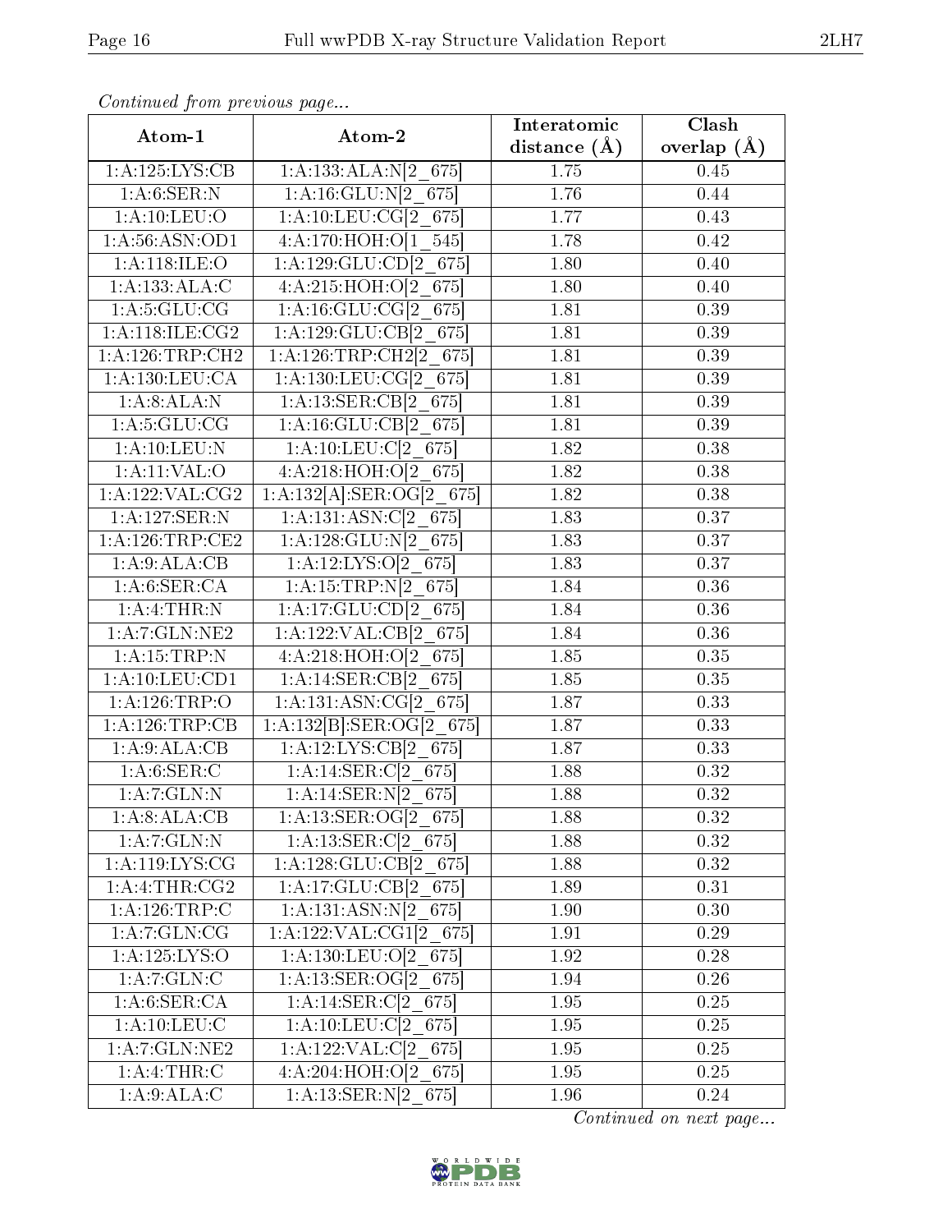*Continued from previous page...*

| Atom-1 | Atom-2 | Interatomic distance (Å) | Clash overlap (Å) |
|---|---|---|---|
| 1:A:125:LYS:CB | 1:A:133:ALA:N[2_675] | 1.75 | 0.45 |
| 1:A:6:SER:N | 1:A:16:GLU:N[2_675] | 1.76 | 0.44 |
| 1:A:10:LEU:O | 1:A:10:LEU:CG[2_675] | 1.77 | 0.43 |
| 1:A:56:ASN:OD1 | 4:A:170:HOH:O[1_545] | 1.78 | 0.42 |
| 1:A:118:ILE:O | 1:A:129:GLU:CD[2_675] | 1.80 | 0.40 |
| 1:A:133:ALA:C | 4:A:215:HOH:O[2_675] | 1.80 | 0.40 |
| 1:A:5:GLU:CG | 1:A:16:GLU:CG[2_675] | 1.81 | 0.39 |
| 1:A:118:ILE:CG2 | 1:A:129:GLU:CB[2_675] | 1.81 | 0.39 |
| 1:A:126:TRP:CH2 | 1:A:126:TRP:CH2[2_675] | 1.81 | 0.39 |
| 1:A:130:LEU:CA | 1:A:130:LEU:CG[2_675] | 1.81 | 0.39 |
| 1:A:8:ALA:N | 1:A:13:SER:CB[2_675] | 1.81 | 0.39 |
| 1:A:5:GLU:CG | 1:A:16:GLU:CB[2_675] | 1.81 | 0.39 |
| 1:A:10:LEU:N | 1:A:10:LEU:C[2_675] | 1.82 | 0.38 |
| 1:A:11:VAL:O | 4:A:218:HOH:O[2_675] | 1.82 | 0.38 |
| 1:A:122:VAL:CG2 | 1:A:132[A]:SER:OG[2_675] | 1.82 | 0.38 |
| 1:A:127:SER:N | 1:A:131:ASN:C[2_675] | 1.83 | 0.37 |
| 1:A:126:TRP:CE2 | 1:A:128:GLU:N[2_675] | 1.83 | 0.37 |
| 1:A:9:ALA:CB | 1:A:12:LYS:O[2_675] | 1.83 | 0.37 |
| 1:A:6:SER:CA | 1:A:15:TRP:N[2_675] | 1.84 | 0.36 |
| 1:A:4:THR:N | 1:A:17:GLU:CD[2_675] | 1.84 | 0.36 |
| 1:A:7:GLN:NE2 | 1:A:122:VAL:CB[2_675] | 1.84 | 0.36 |
| 1:A:15:TRP:N | 4:A:218:HOH:O[2_675] | 1.85 | 0.35 |
| 1:A:10:LEU:CD1 | 1:A:14:SER:CB[2_675] | 1.85 | 0.35 |
| 1:A:126:TRP:O | 1:A:131:ASN:CG[2_675] | 1.87 | 0.33 |
| 1:A:126:TRP:CB | 1:A:132[B]:SER:OG[2_675] | 1.87 | 0.33 |
| 1:A:9:ALA:CB | 1:A:12:LYS:CB[2_675] | 1.87 | 0.33 |
| 1:A:6:SER:C | 1:A:14:SER:C[2_675] | 1.88 | 0.32 |
| 1:A:7:GLN:N | 1:A:14:SER:N[2_675] | 1.88 | 0.32 |
| 1:A:8:ALA:CB | 1:A:13:SER:OG[2_675] | 1.88 | 0.32 |
| 1:A:7:GLN:N | 1:A:13:SER:C[2_675] | 1.88 | 0.32 |
| 1:A:119:LYS:CG | 1:A:128:GLU:CB[2_675] | 1.88 | 0.32 |
| 1:A:4:THR:CG2 | 1:A:17:GLU:CB[2_675] | 1.89 | 0.31 |
| 1:A:126:TRP:C | 1:A:131:ASN:N[2_675] | 1.90 | 0.30 |
| 1:A:7:GLN:CG | 1:A:122:VAL:CG1[2_675] | 1.91 | 0.29 |
| 1:A:125:LYS:O | 1:A:130:LEU:O[2_675] | 1.92 | 0.28 |
| 1:A:7:GLN:C | 1:A:13:SER:OG[2_675] | 1.94 | 0.26 |
| 1:A:6:SER:CA | 1:A:14:SER:C[2_675] | 1.95 | 0.25 |
| 1:A:10:LEU:C | 1:A:10:LEU:C[2_675] | 1.95 | 0.25 |
| 1:A:7:GLN:NE2 | 1:A:122:VAL:C[2_675] | 1.95 | 0.25 |
| 1:A:4:THR:C | 4:A:204:HOH:O[2_675] | 1.95 | 0.25 |
| 1:A:9:ALA:C | 1:A:13:SER:N[2_675] | 1.96 | 0.24 |

*Continued on next page...*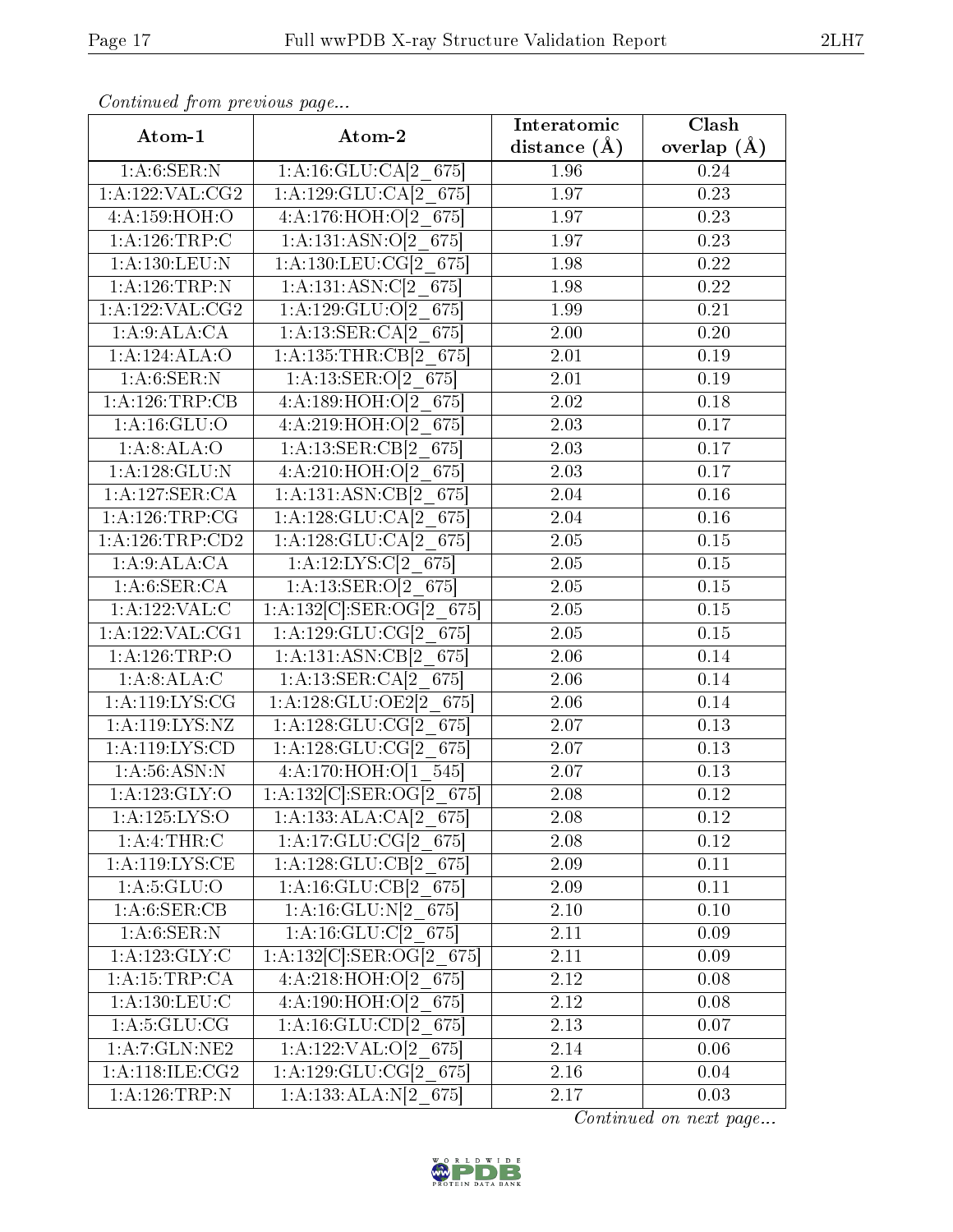*Continued from previous page...*

| Atom-1 | Atom-2 | Interatomic distance (Å) | Clash overlap (Å) |
|---|---|---|---|
| 1:A:6:SER:N | 1:A:16:GLU:CA[2_675] | 1.96 | 0.24 |
| 1:A:122:VAL:CG2 | 1:A:129:GLU:CA[2_675] | 1.97 | 0.23 |
| 4:A:159:HOH:O | 4:A:176:HOH:O[2_675] | 1.97 | 0.23 |
| 1:A:126:TRP:C | 1:A:131:ASN:O[2_675] | 1.97 | 0.23 |
| 1:A:130:LEU:N | 1:A:130:LEU:CG[2_675] | 1.98 | 0.22 |
| 1:A:126:TRP:N | 1:A:131:ASN:C[2_675] | 1.98 | 0.22 |
| 1:A:122:VAL:CG2 | 1:A:129:GLU:O[2_675] | 1.99 | 0.21 |
| 1:A:9:ALA:CA | 1:A:13:SER:CA[2_675] | 2.00 | 0.20 |
| 1:A:124:ALA:O | 1:A:135:THR:CB[2_675] | 2.01 | 0.19 |
| 1:A:6:SER:N | 1:A:13:SER:O[2_675] | 2.01 | 0.19 |
| 1:A:126:TRP:CB | 4:A:189:HOH:O[2_675] | 2.02 | 0.18 |
| 1:A:16:GLU:O | 4:A:219:HOH:O[2_675] | 2.03 | 0.17 |
| 1:A:8:ALA:O | 1:A:13:SER:CB[2_675] | 2.03 | 0.17 |
| 1:A:128:GLU:N | 4:A:210:HOH:O[2_675] | 2.03 | 0.17 |
| 1:A:127:SER:CA | 1:A:131:ASN:CB[2_675] | 2.04 | 0.16 |
| 1:A:126:TRP:CG | 1:A:128:GLU:CA[2_675] | 2.04 | 0.16 |
| 1:A:126:TRP:CD2 | 1:A:128:GLU:CA[2_675] | 2.05 | 0.15 |
| 1:A:9:ALA:CA | 1:A:12:LYS:C[2_675] | 2.05 | 0.15 |
| 1:A:6:SER:CA | 1:A:13:SER:O[2_675] | 2.05 | 0.15 |
| 1:A:122:VAL:C | 1:A:132[C]:SER:OG[2_675] | 2.05 | 0.15 |
| 1:A:122:VAL:CG1 | 1:A:129:GLU:CG[2_675] | 2.05 | 0.15 |
| 1:A:126:TRP:O | 1:A:131:ASN:CB[2_675] | 2.06 | 0.14 |
| 1:A:8:ALA:C | 1:A:13:SER:CA[2_675] | 2.06 | 0.14 |
| 1:A:119:LYS:CG | 1:A:128:GLU:OE2[2_675] | 2.06 | 0.14 |
| 1:A:119:LYS:NZ | 1:A:128:GLU:CG[2_675] | 2.07 | 0.13 |
| 1:A:119:LYS:CD | 1:A:128:GLU:CG[2_675] | 2.07 | 0.13 |
| 1:A:56:ASN:N | 4:A:170:HOH:O[1_545] | 2.07 | 0.13 |
| 1:A:123:GLY:O | 1:A:132[C]:SER:OG[2_675] | 2.08 | 0.12 |
| 1:A:125:LYS:O | 1:A:133:ALA:CA[2_675] | 2.08 | 0.12 |
| 1:A:4:THR:C | 1:A:17:GLU:CG[2_675] | 2.08 | 0.12 |
| 1:A:119:LYS:CE | 1:A:128:GLU:CB[2_675] | 2.09 | 0.11 |
| 1:A:5:GLU:O | 1:A:16:GLU:CB[2_675] | 2.09 | 0.11 |
| 1:A:6:SER:CB | 1:A:16:GLU:N[2_675] | 2.10 | 0.10 |
| 1:A:6:SER:N | 1:A:16:GLU:C[2_675] | 2.11 | 0.09 |
| 1:A:123:GLY:C | 1:A:132[C]:SER:OG[2_675] | 2.11 | 0.09 |
| 1:A:15:TRP:CA | 4:A:218:HOH:O[2_675] | 2.12 | 0.08 |
| 1:A:130:LEU:C | 4:A:190:HOH:O[2_675] | 2.12 | 0.08 |
| 1:A:5:GLU:CG | 1:A:16:GLU:CD[2_675] | 2.13 | 0.07 |
| 1:A:7:GLN:NE2 | 1:A:122:VAL:O[2_675] | 2.14 | 0.06 |
| 1:A:118:ILE:CG2 | 1:A:129:GLU:CG[2_675] | 2.16 | 0.04 |
| 1:A:126:TRP:N | 1:A:133:ALA:N[2_675] | 2.17 | 0.03 |

*Continued on next page...*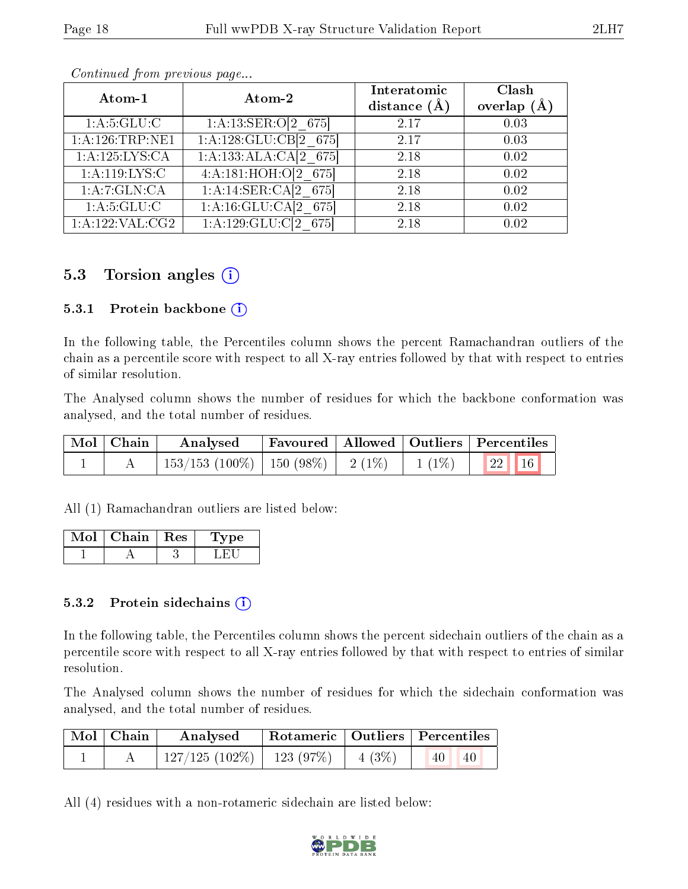*Continued from previous page...*

| Atom-1 | Atom-2 | Interatomic distance (Å) | Clash overlap (Å) |
|---|---|---|---|
| 1:A:5:GLU:C | 1:A:13:SER:O[2_675] | 2.17 | 0.03 |
| 1:A:126:TRP:NE1 | 1:A:128:GLU:CB[2_675] | 2.17 | 0.03 |
| 1:A:125:LYS:CA | 1:A:133:ALA:CA[2_675] | 2.18 | 0.02 |
| 1:A:119:LYS:C | 4:A:181:HOH:O[2_675] | 2.18 | 0.02 |
| 1:A:7:GLN:CA | 1:A:14:SER:CA[2_675] | 2.18 | 0.02 |
| 1:A:5:GLU:C | 1:A:16:GLU:CA[2_675] | 2.18 | 0.02 |
| 1:A:122:VAL:CG2 | 1:A:129:GLU:C[2_675] | 2.18 | 0.02 |

## 5.3 Torsion angles

### 5.3.1 Protein backbone

In the following table, the Percentiles column shows the percent Ramachandran outliers of the chain as a percentile score with respect to all X-ray entries followed by that with respect to entries of similar resolution.

The Analysed column shows the number of residues for which the backbone conformation was analysed, and the total number of residues.

| Mol | Chain | Analysed | Favoured | Allowed | Outliers | Percentiles | |
|---|---|---|---|---|---|---|---|
| 1 | A | 153/153 (100%) | 150 (98%) | 2 (1%) | 1 (1%) | 22 | 16 |

All (1) Ramachandran outliers are listed below:

| Mol | Chain | Res | Type |
|---|---|---|---|
| 1 | A | 3 | LEU |

### 5.3.2 Protein sidechains

In the following table, the Percentiles column shows the percent sidechain outliers of the chain as a percentile score with respect to all X-ray entries followed by that with respect to entries of similar resolution.

The Analysed column shows the number of residues for which the sidechain conformation was analysed, and the total number of residues.

| Mol | Chain | Analysed | Rotameric | Outliers | Percentiles | |
|---|---|---|---|---|---|---|
| 1 | A | 127/125 (102%) | 123 (97%) | 4 (3%) | 40 | 40 |

All (4) residues with a non-rotameric sidechain are listed below: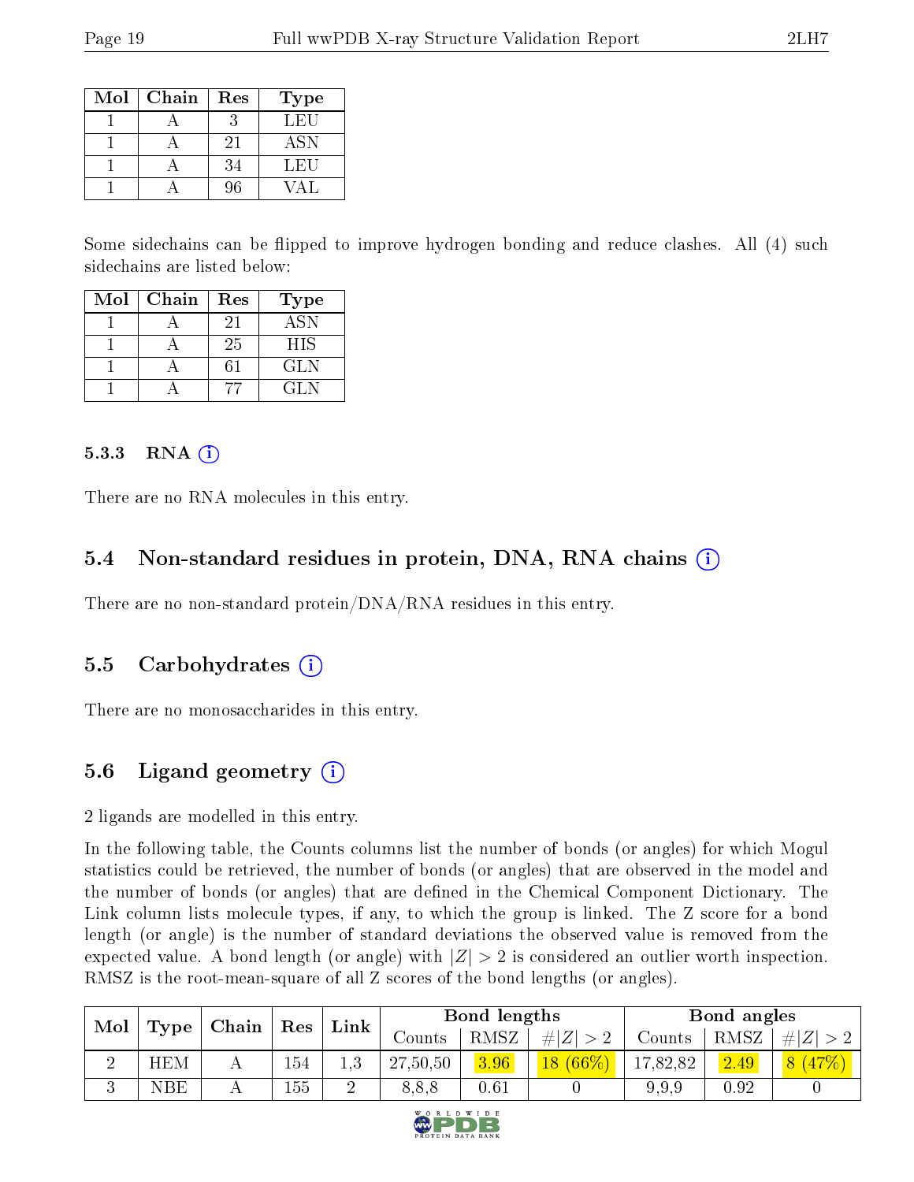| Mol | Chain | Res | Type |
|---|---|---|---|
| 1 | A | 3 | LEU |
| 1 | A | 21 | ASN |
| 1 | A | 34 | LEU |
| 1 | A | 96 | VAL |

Some sidechains can be flipped to improve hydrogen bonding and reduce clashes. All (4) such sidechains are listed below:

| Mol | Chain | Res | Type |
|---|---|---|---|
| 1 | A | 21 | ASN |
| 1 | A | 25 | HIS |
| 1 | A | 61 | GLN |
| 1 | A | 77 | GLN |

### 5.3.3 RNA (i)

There are no RNA molecules in this entry.

## 5.4 Non-standard residues in protein, DNA, RNA chains (i)

There are no non-standard protein/DNA/RNA residues in this entry.

## 5.5 Carbohydrates (i)

There are no monosaccharides in this entry.

## 5.6 Ligand geometry (i)

2 ligands are modelled in this entry.

In the following table, the Counts columns list the number of bonds (or angles) for which Mogul statistics could be retrieved, the number of bonds (or angles) that are observed in the model and the number of bonds (or angles) that are defined in the Chemical Component Dictionary. The Link column lists molecule types, if any, to which the group is linked. The Z score for a bond length (or angle) is the number of standard deviations the observed value is removed from the expected value. A bond length (or angle) with $|Z| > 2$ is considered an outlier worth inspection. RMSZ is the root-mean-square of all Z scores of the bond lengths (or angles).

| Mol | Type | Chain | Res | Link | Bond lengths | | | Bond angles | | |
|---|---|---|---|---|---|---|---|---|---|---|
| | | | | | Counts | RMSZ | $\#\|Z\| > 2$ | Counts | RMSZ | $\#\|Z\| > 2$ |
| 2 | HEM | A | 154 | 1,3 | 27,50,50 | 3.96 | 18 (66%) | 17,82,82 | 2.49 | 8 (47%) |
| 3 | NBE | A | 155 | 2 | 8,8,8 | 0.61 | 0 | 9,9,9 | 0.92 | 0 |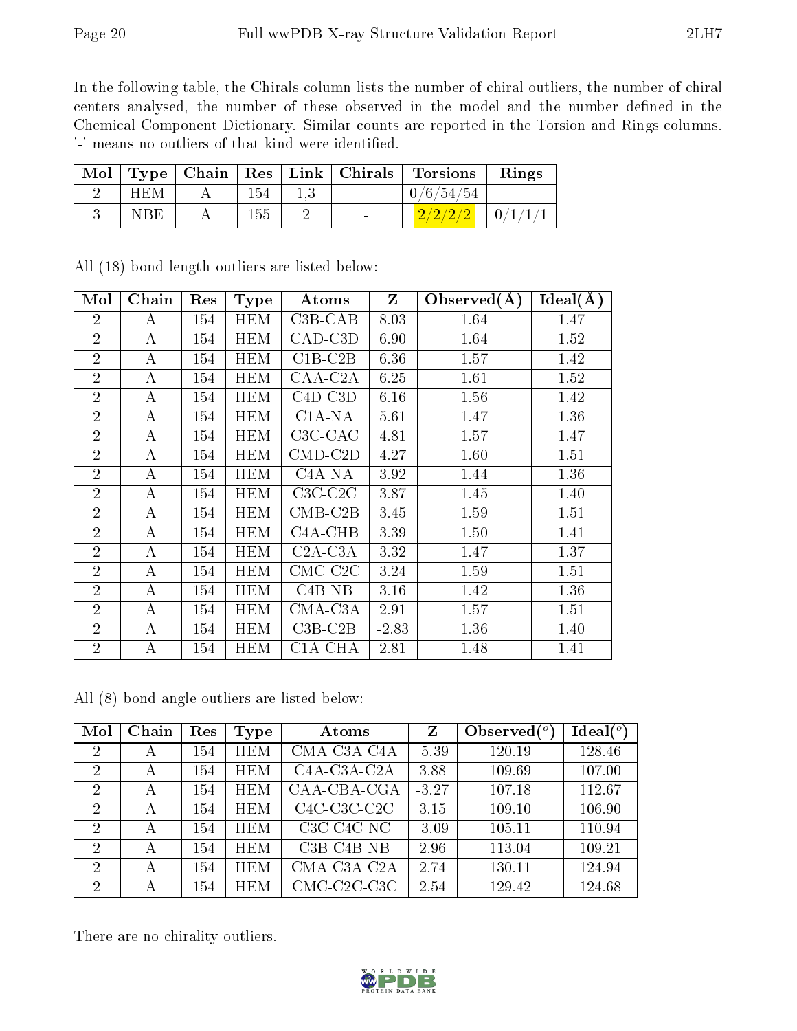In the following table, the Chirals column lists the number of chiral outliers, the number of chiral centers analysed, the number of these observed in the model and the number defined in the Chemical Component Dictionary. Similar counts are reported in the Torsion and Rings columns. '-' means no outliers of that kind were identified.

| Mol | Type | Chain | Res | Link | Chirals | Torsions | Rings |
|---|---|---|---|---|---|---|---|
| 2 | HEM | A | 154 | 1,3 | - | 0/6/54/54 | - |
| 3 | NBE | A | 155 | 2 | - | 2/2/2/2 | 0/1/1/1 |

All (18) bond length outliers are listed below:

| Mol | Chain | Res | Type | Atoms | Z | Observed(Å) | Ideal(Å) |
|---|---|---|---|---|---|---|---|
| 2 | A | 154 | HEM | C3B-CAB | 8.03 | 1.64 | 1.47 |
| 2 | A | 154 | HEM | CAD-C3D | 6.90 | 1.64 | 1.52 |
| 2 | A | 154 | HEM | C1B-C2B | 6.36 | 1.57 | 1.42 |
| 2 | A | 154 | HEM | CAA-C2A | 6.25 | 1.61 | 1.52 |
| 2 | A | 154 | HEM | C4D-C3D | 6.16 | 1.56 | 1.42 |
| 2 | A | 154 | HEM | C1A-NA | 5.61 | 1.47 | 1.36 |
| 2 | A | 154 | HEM | C3C-CAC | 4.81 | 1.57 | 1.47 |
| 2 | A | 154 | HEM | CMD-C2D | 4.27 | 1.60 | 1.51 |
| 2 | A | 154 | HEM | C4A-NA | 3.92 | 1.44 | 1.36 |
| 2 | A | 154 | HEM | C3C-C2C | 3.87 | 1.45 | 1.40 |
| 2 | A | 154 | HEM | CMB-C2B | 3.45 | 1.59 | 1.51 |
| 2 | A | 154 | HEM | C4A-CHB | 3.39 | 1.50 | 1.41 |
| 2 | A | 154 | HEM | C2A-C3A | 3.32 | 1.47 | 1.37 |
| 2 | A | 154 | HEM | CMC-C2C | 3.24 | 1.59 | 1.51 |
| 2 | A | 154 | HEM | C4B-NB | 3.16 | 1.42 | 1.36 |
| 2 | A | 154 | HEM | CMA-C3A | 2.91 | 1.57 | 1.51 |
| 2 | A | 154 | HEM | C3B-C2B | -2.83 | 1.36 | 1.40 |
| 2 | A | 154 | HEM | C1A-CHA | 2.81 | 1.48 | 1.41 |

All (8) bond angle outliers are listed below:

| Mol | Chain | Res | Type | Atoms | Z | Observed(°) | Ideal(°) |
|---|---|---|---|---|---|---|---|
| 2 | A | 154 | HEM | CMA-C3A-C4A | -5.39 | 120.19 | 128.46 |
| 2 | A | 154 | HEM | C4A-C3A-C2A | 3.88 | 109.69 | 107.00 |
| 2 | A | 154 | HEM | CAA-CBA-CGA | -3.27 | 107.18 | 112.67 |
| 2 | A | 154 | HEM | C4C-C3C-C2C | 3.15 | 109.10 | 106.90 |
| 2 | A | 154 | HEM | C3C-C4C-NC | -3.09 | 105.11 | 110.94 |
| 2 | A | 154 | HEM | C3B-C4B-NB | 2.96 | 113.04 | 109.21 |
| 2 | A | 154 | HEM | CMA-C3A-C2A | 2.74 | 130.11 | 124.94 |
| 2 | A | 154 | HEM | CMC-C2C-C3C | 2.54 | 129.42 | 124.68 |

There are no chirality outliers.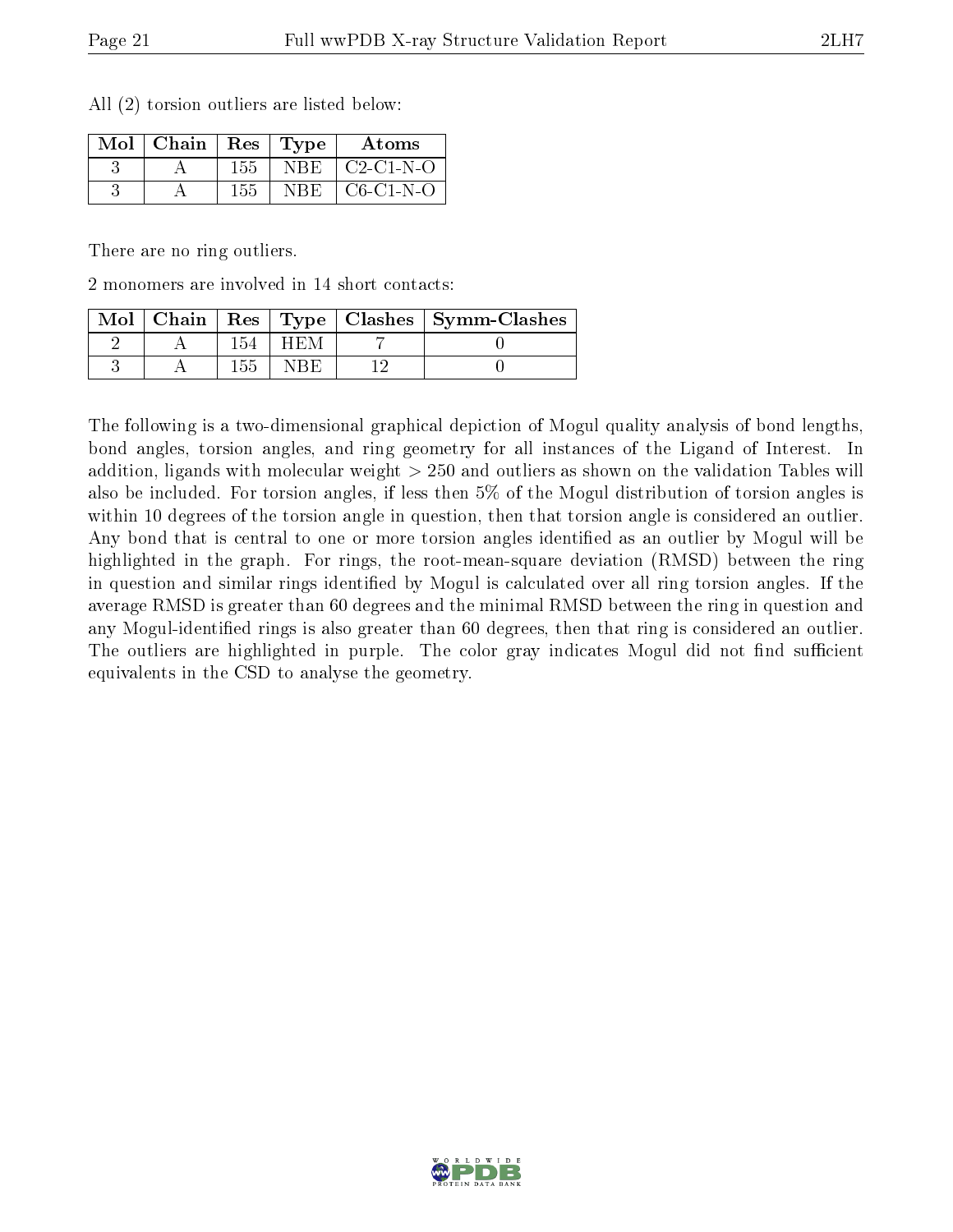All (2) torsion outliers are listed below:

| Mol | Chain | Res | Type | Atoms |
|---|---|---|---|---|
| 3 | A | 155 | NBE | C2-C1-N-O |
| 3 | A | 155 | NBE | C6-C1-N-O |

There are no ring outliers.

2 monomers are involved in 14 short contacts:

| Mol | Chain | Res | Type | Clashes | Symm-Clashes |
|---|---|---|---|---|---|
| 2 | A | 154 | HEM | 7 | 0 |
| 3 | A | 155 | NBE | 12 | 0 |

The following is a two-dimensional graphical depiction of Mogul quality analysis of bond lengths, bond angles, torsion angles, and ring geometry for all instances of the Ligand of Interest. In addition, ligands with molecular weight > 250 and outliers as shown on the validation Tables will also be included. For torsion angles, if less then 5% of the Mogul distribution of torsion angles is within 10 degrees of the torsion angle in question, then that torsion angle is considered an outlier. Any bond that is central to one or more torsion angles identified as an outlier by Mogul will be highlighted in the graph. For rings, the root-mean-square deviation (RMSD) between the ring in question and similar rings identified by Mogul is calculated over all ring torsion angles. If the average RMSD is greater than 60 degrees and the minimal RMSD between the ring in question and any Mogul-identified rings is also greater than 60 degrees, then that ring is considered an outlier. The outliers are highlighted in purple. The color gray indicates Mogul did not find sufficient equivalents in the CSD to analyse the geometry.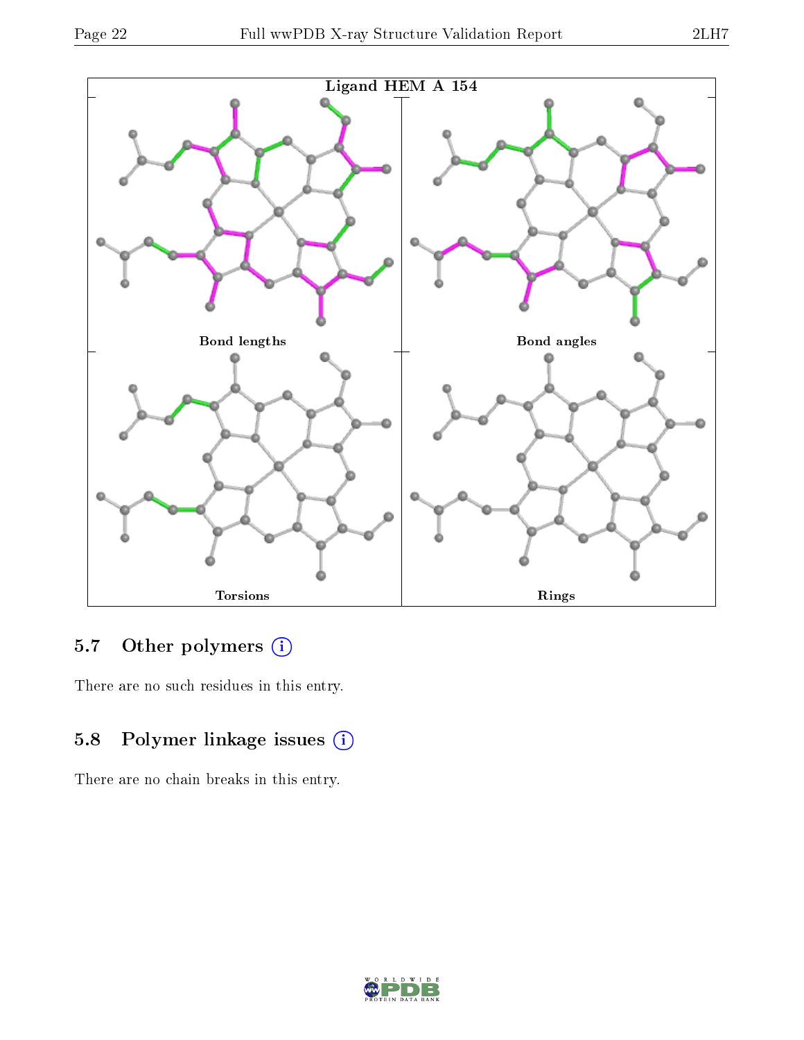Ligand HEM A 154

Bond lengths

Bond angles

Torsions

Rings

### 5.7 Other polymers (i)

There are no such residues in this entry.

### 5.8 Polymer linkage issues (i)

There are no chain breaks in this entry.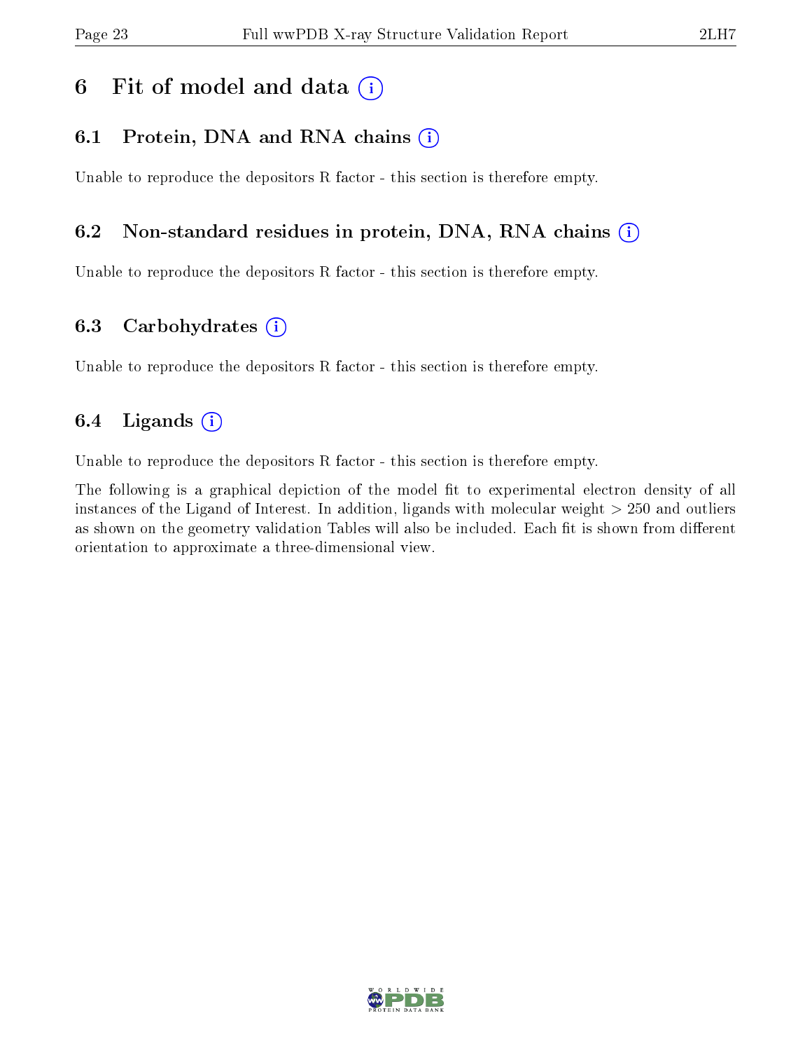# 6 Fit of model and data (i)

## 6.1 Protein, DNA and RNA chains (i)

Unable to reproduce the depositors R factor - this section is therefore empty.

## 6.2 Non-standard residues in protein, DNA, RNA chains (i)

Unable to reproduce the depositors R factor - this section is therefore empty.

## 6.3 Carbohydrates (i)

Unable to reproduce the depositors R factor - this section is therefore empty.

## 6.4 Ligands (i)

Unable to reproduce the depositors R factor - this section is therefore empty.

The following is a graphical depiction of the model fit to experimental electron density of all instances of the Ligand of Interest. In addition, ligands with molecular weight > 250 and outliers as shown on the geometry validation Tables will also be included. Each fit is shown from different orientation to approximate a three-dimensional view.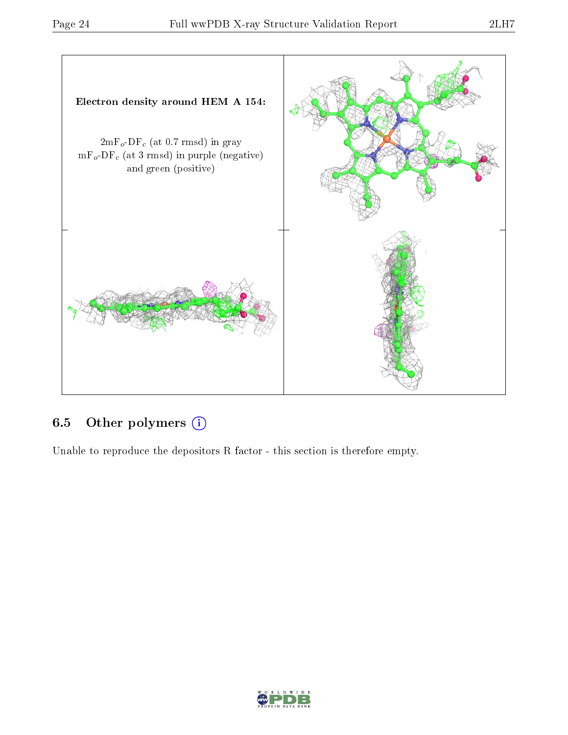**Electron density around HEM A 154:**

$2mF_o$-$DF_c$ (at 0.7 rmsd) in gray
$mF_o$-$DF_c$ (at 3 rmsd) in purple (negative)
and green (positive)

## 6.5 Other polymers

Unable to reproduce the depositors R factor - this section is therefore empty.